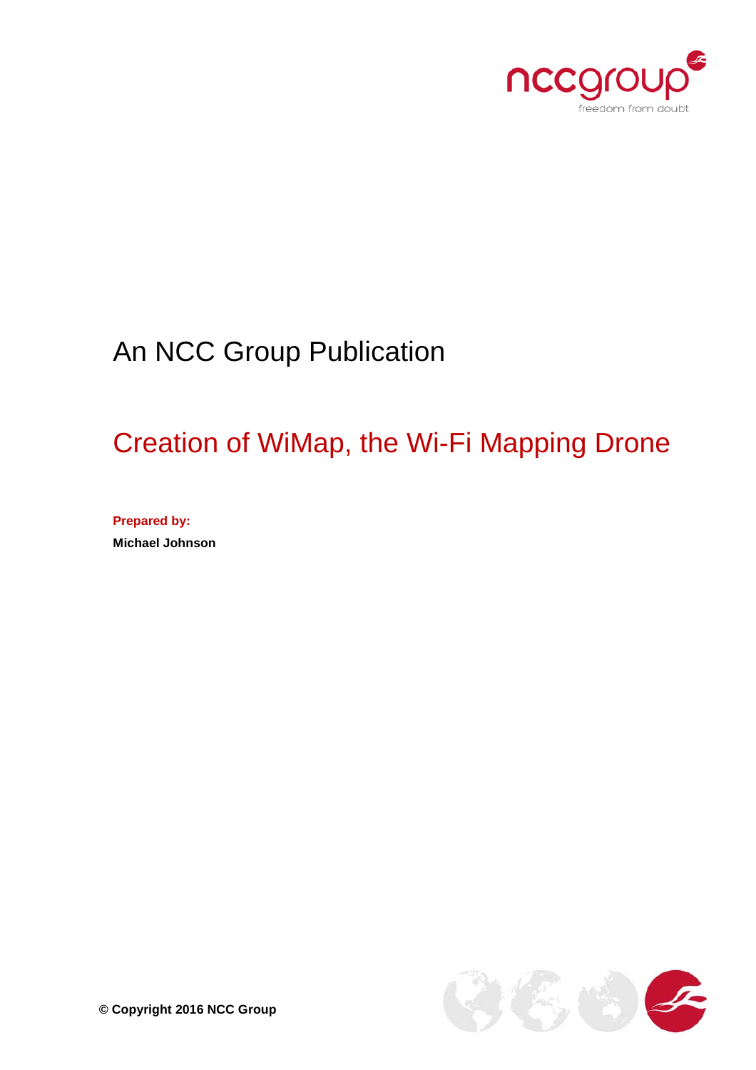An NCC Group Publication

# Creation of WiMap, the Wi-Fi Mapping Drone

**Prepared by:**

**Michael Johnson**

**© Copyright 2016 NCC Group**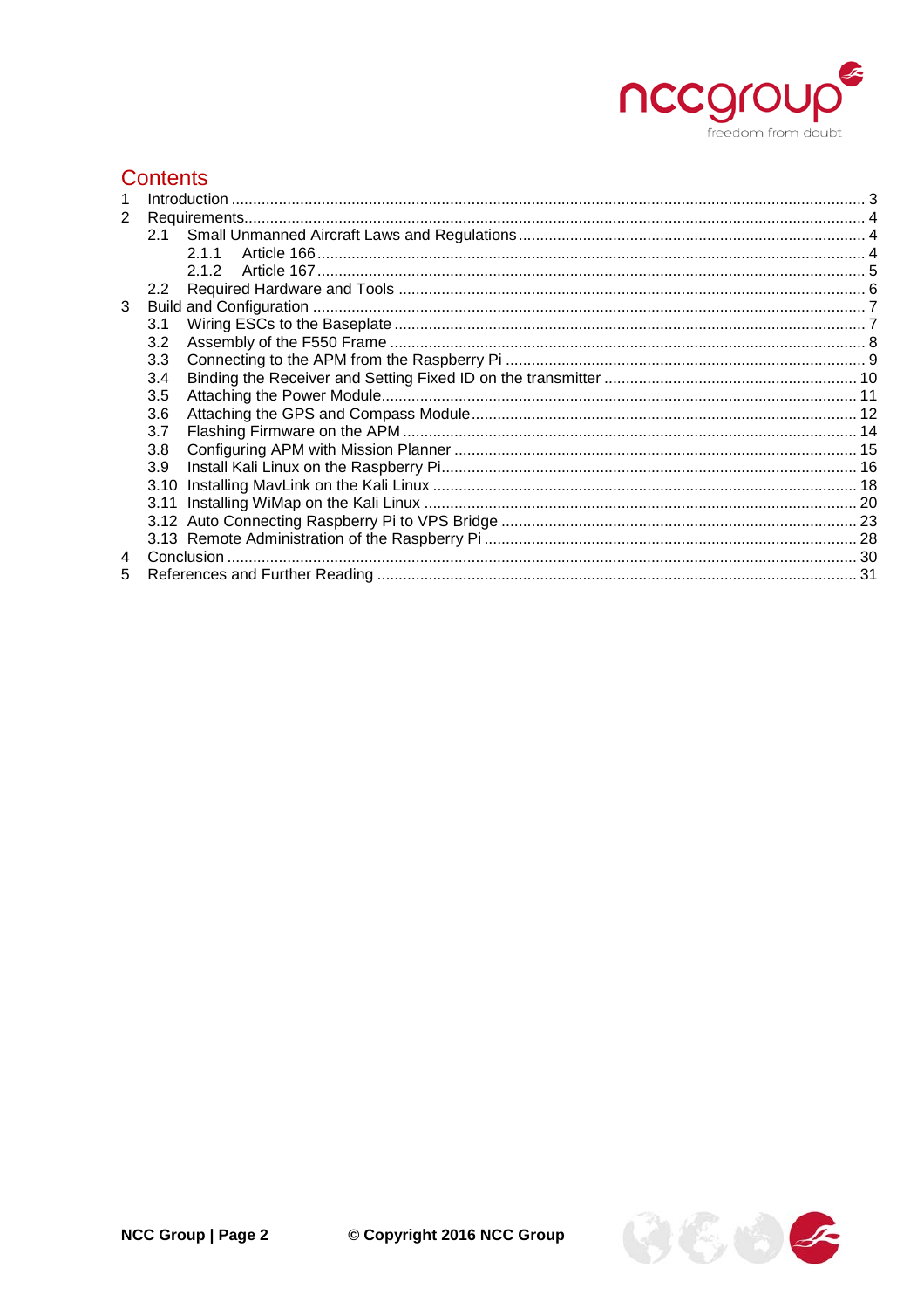## Contents

- 1 Introduction ..... 3
- 2 Requirements ..... 4
  - 2.1 Small Unmanned Aircraft Laws and Regulations ..... 4
    - 2.1.1 Article 166 ..... 4
    - 2.1.2 Article 167 ..... 5
  - 2.2 Required Hardware and Tools ..... 6
- 3 Build and Configuration ..... 7
  - 3.1 Wiring ESCs to the Baseplate ..... 7
  - 3.2 Assembly of the F550 Frame ..... 8
  - 3.3 Connecting to the APM from the Raspberry Pi ..... 9
  - 3.4 Binding the Receiver and Setting Fixed ID on the transmitter ..... 10
  - 3.5 Attaching the Power Module ..... 11
  - 3.6 Attaching the GPS and Compass Module ..... 12
  - 3.7 Flashing Firmware on the APM ..... 14
  - 3.8 Configuring APM with Mission Planner ..... 15
  - 3.9 Install Kali Linux on the Raspberry Pi ..... 16
  - 3.10 Installing MavLink on the Kali Linux ..... 18
  - 3.11 Installing WiMap on the Kali Linux ..... 20
  - 3.12 Auto Connecting Raspberry Pi to VPS Bridge ..... 23
  - 3.13 Remote Administration of the Raspberry Pi ..... 28
- 4 Conclusion ..... 30
- 5 References and Further Reading ..... 31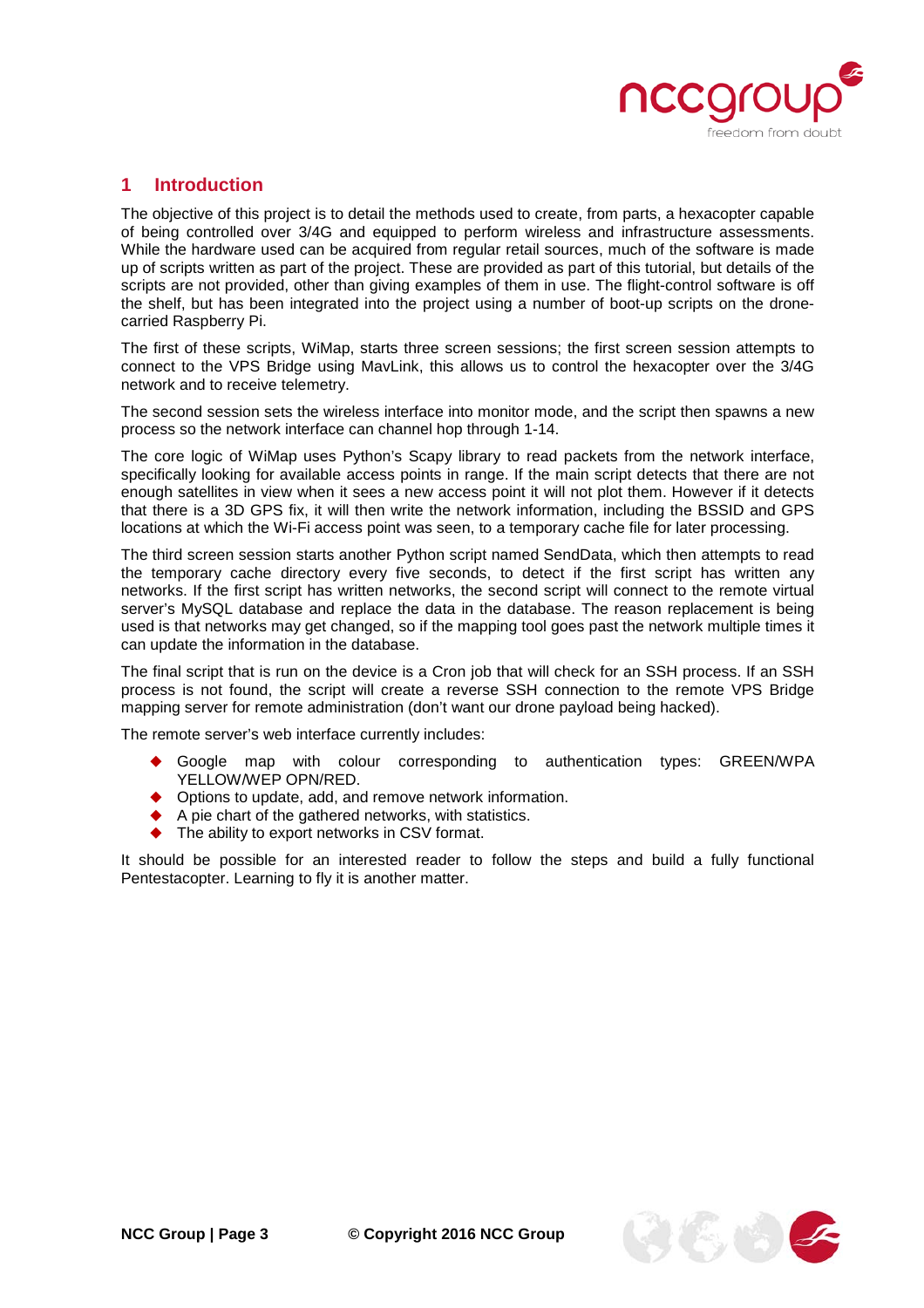# 1 Introduction

The objective of this project is to detail the methods used to create, from parts, a hexacopter capable of being controlled over 3/4G and equipped to perform wireless and infrastructure assessments. While the hardware used can be acquired from regular retail sources, much of the software is made up of scripts written as part of the project. These are provided as part of this tutorial, but details of the scripts are not provided, other than giving examples of them in use. The flight-control software is off the shelf, but has been integrated into the project using a number of boot-up scripts on the drone-carried Raspberry Pi.

The first of these scripts, WiMap, starts three screen sessions; the first screen session attempts to connect to the VPS Bridge using MavLink, this allows us to control the hexacopter over the 3/4G network and to receive telemetry.

The second session sets the wireless interface into monitor mode, and the script then spawns a new process so the network interface can channel hop through 1-14.

The core logic of WiMap uses Python's Scapy library to read packets from the network interface, specifically looking for available access points in range. If the main script detects that there are not enough satellites in view when it sees a new access point it will not plot them. However if it detects that there is a 3D GPS fix, it will then write the network information, including the BSSID and GPS locations at which the Wi-Fi access point was seen, to a temporary cache file for later processing.

The third screen session starts another Python script named SendData, which then attempts to read the temporary cache directory every five seconds, to detect if the first script has written any networks. If the first script has written networks, the second script will connect to the remote virtual server's MySQL database and replace the data in the database. The reason replacement is being used is that networks may get changed, so if the mapping tool goes past the network multiple times it can update the information in the database.

The final script that is run on the device is a Cron job that will check for an SSH process. If an SSH process is not found, the script will create a reverse SSH connection to the remote VPS Bridge mapping server for remote administration (don't want our drone payload being hacked).

The remote server's web interface currently includes:

- Google map with colour corresponding to authentication types: GREEN/WPA YELLOW/WEP OPN/RED.
- Options to update, add, and remove network information.
- A pie chart of the gathered networks, with statistics.
- The ability to export networks in CSV format.

It should be possible for an interested reader to follow the steps and build a fully functional Pentestacopter. Learning to fly it is another matter.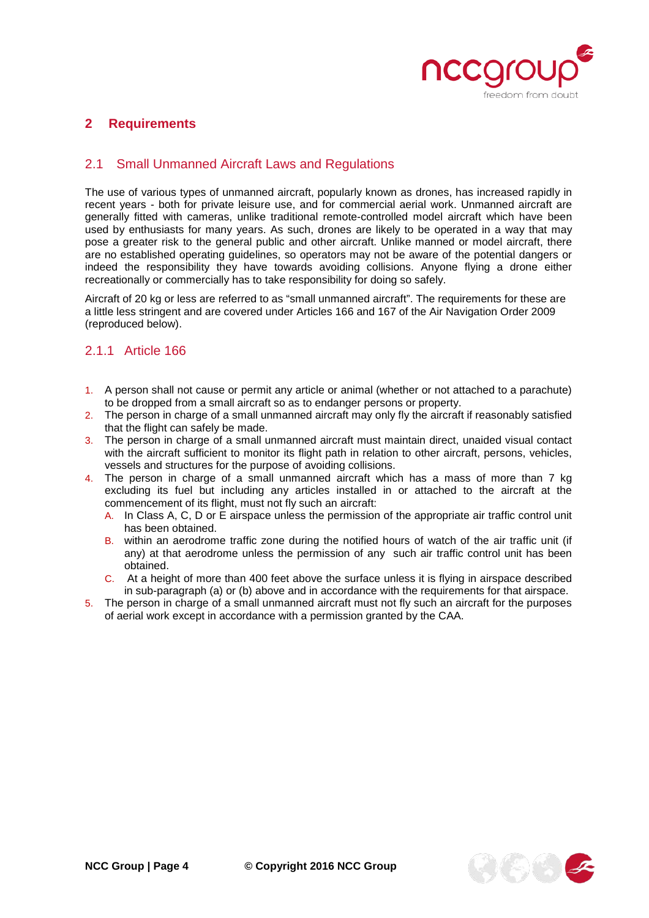## 2 Requirements

### 2.1 Small Unmanned Aircraft Laws and Regulations

The use of various types of unmanned aircraft, popularly known as drones, has increased rapidly in recent years - both for private leisure use, and for commercial aerial work. Unmanned aircraft are generally fitted with cameras, unlike traditional remote-controlled model aircraft which have been used by enthusiasts for many years. As such, drones are likely to be operated in a way that may pose a greater risk to the general public and other aircraft. Unlike manned or model aircraft, there are no established operating guidelines, so operators may not be aware of the potential dangers or indeed the responsibility they have towards avoiding collisions. Anyone flying a drone either recreationally or commercially has to take responsibility for doing so safely.

Aircraft of 20 kg or less are referred to as "small unmanned aircraft". The requirements for these are a little less stringent and are covered under Articles 166 and 167 of the Air Navigation Order 2009 (reproduced below).

#### 2.1.1 Article 166

1. A person shall not cause or permit any article or animal (whether or not attached to a parachute) to be dropped from a small aircraft so as to endanger persons or property.
2. The person in charge of a small unmanned aircraft may only fly the aircraft if reasonably satisfied that the flight can safely be made.
3. The person in charge of a small unmanned aircraft must maintain direct, unaided visual contact with the aircraft sufficient to monitor its flight path in relation to other aircraft, persons, vehicles, vessels and structures for the purpose of avoiding collisions.
4. The person in charge of a small unmanned aircraft which has a mass of more than 7 kg excluding its fuel but including any articles installed in or attached to the aircraft at the commencement of its flight, must not fly such an aircraft:
   A. In Class A, C, D or E airspace unless the permission of the appropriate air traffic control unit has been obtained.
   B. within an aerodrome traffic zone during the notified hours of watch of the air traffic unit (if any) at that aerodrome unless the permission of any such air traffic control unit has been obtained.
   C. At a height of more than 400 feet above the surface unless it is flying in airspace described in sub-paragraph (a) or (b) above and in accordance with the requirements for that airspace.
5. The person in charge of a small unmanned aircraft must not fly such an aircraft for the purposes of aerial work except in accordance with a permission granted by the CAA.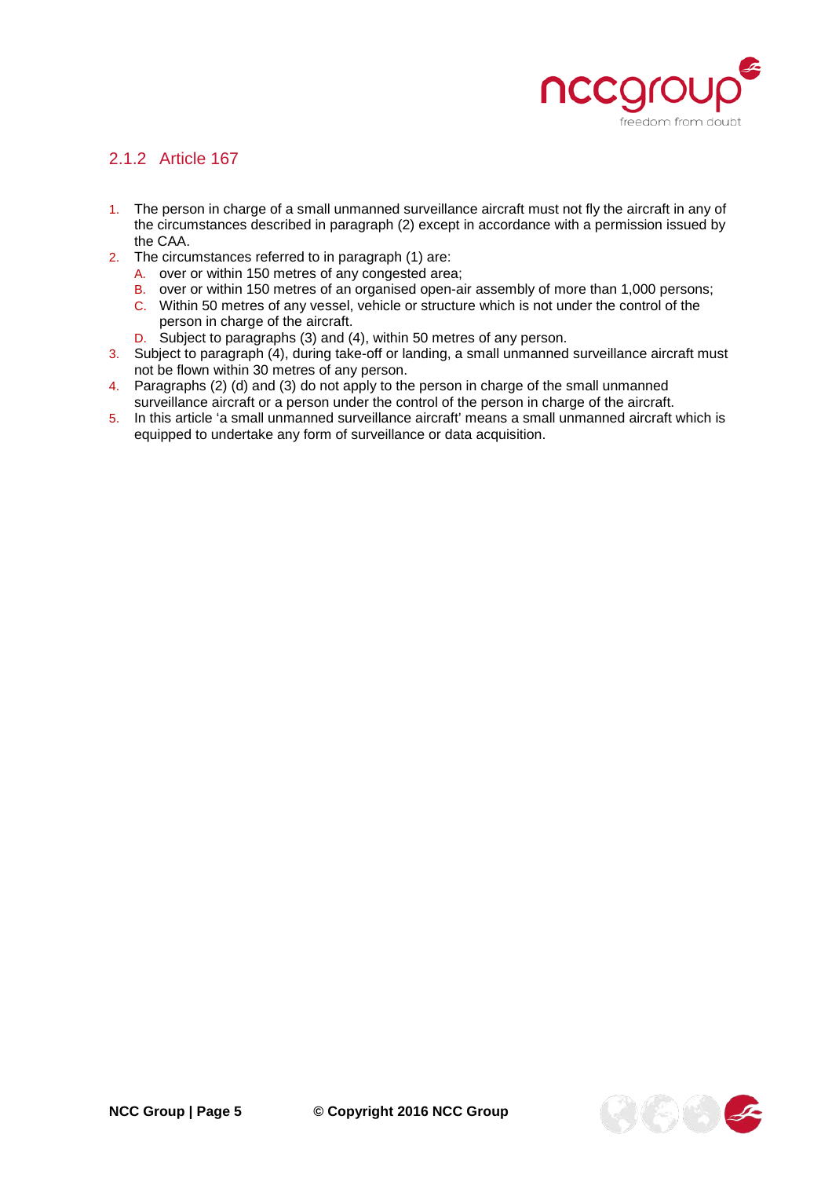### 2.1.2 Article 167

1. The person in charge of a small unmanned surveillance aircraft must not fly the aircraft in any of the circumstances described in paragraph (2) except in accordance with a permission issued by the CAA.
2. The circumstances referred to in paragraph (1) are:
   A. over or within 150 metres of any congested area;
   B. over or within 150 metres of an organised open-air assembly of more than 1,000 persons;
   C. Within 50 metres of any vessel, vehicle or structure which is not under the control of the person in charge of the aircraft.
   D. Subject to paragraphs (3) and (4), within 50 metres of any person.
3. Subject to paragraph (4), during take-off or landing, a small unmanned surveillance aircraft must not be flown within 30 metres of any person.
4. Paragraphs (2) (d) and (3) do not apply to the person in charge of the small unmanned surveillance aircraft or a person under the control of the person in charge of the aircraft.
5. In this article 'a small unmanned surveillance aircraft' means a small unmanned aircraft which is equipped to undertake any form of surveillance or data acquisition.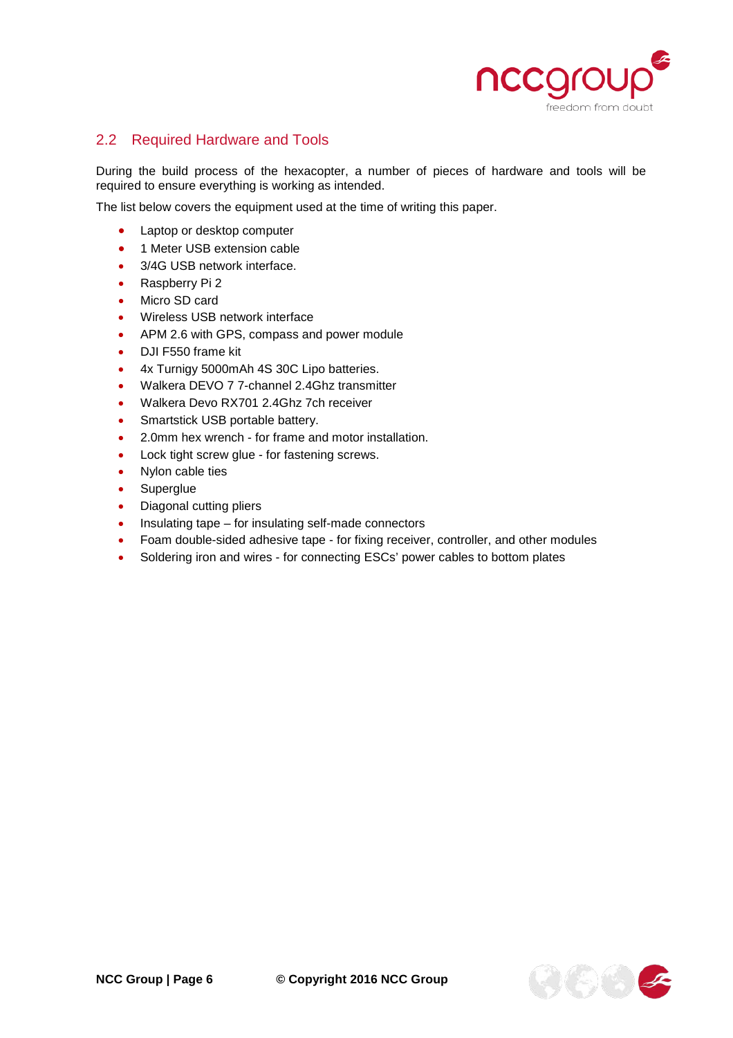## 2.2 Required Hardware and Tools

During the build process of the hexacopter, a number of pieces of hardware and tools will be required to ensure everything is working as intended.

The list below covers the equipment used at the time of writing this paper.

- Laptop or desktop computer
- 1 Meter USB extension cable
- 3/4G USB network interface.
- Raspberry Pi 2
- Micro SD card
- Wireless USB network interface
- APM 2.6 with GPS, compass and power module
- DJI F550 frame kit
- 4x Turnigy 5000mAh 4S 30C Lipo batteries.
- Walkera DEVO 7 7-channel 2.4Ghz transmitter
- Walkera Devo RX701 2.4Ghz 7ch receiver
- Smartstick USB portable battery.
- 2.0mm hex wrench - for frame and motor installation.
- Lock tight screw glue - for fastening screws.
- Nylon cable ties
- Superglue
- Diagonal cutting pliers
- Insulating tape – for insulating self-made connectors
- Foam double-sided adhesive tape - for fixing receiver, controller, and other modules
- Soldering iron and wires - for connecting ESCs' power cables to bottom plates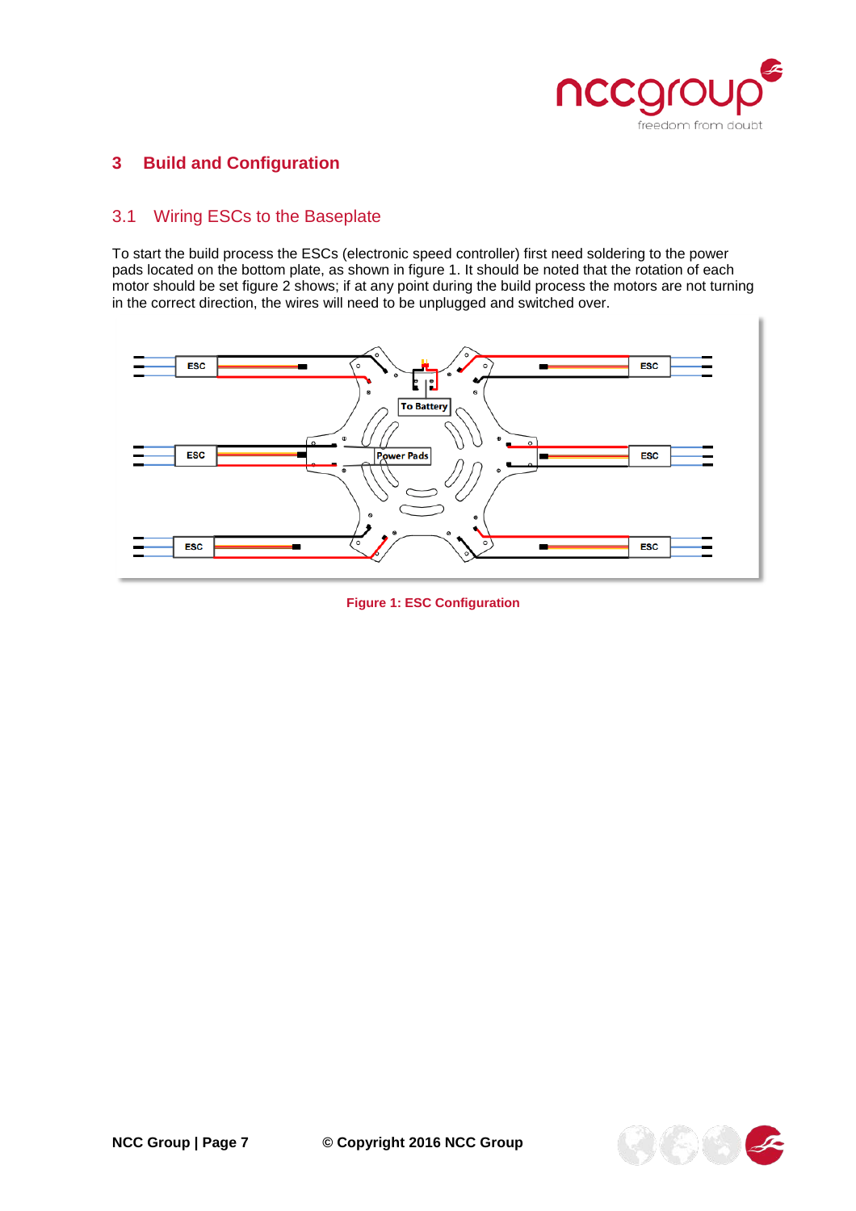# 3 Build and Configuration

## 3.1 Wiring ESCs to the Baseplate

To start the build process the ESCs (electronic speed controller) first need soldering to the power pads located on the bottom plate, as shown in figure 1. It should be noted that the rotation of each motor should be set figure 2 shows; if at any point during the build process the motors are not turning in the correct direction, the wires will need to be unplugged and switched over.

Figure 1: ESC Configuration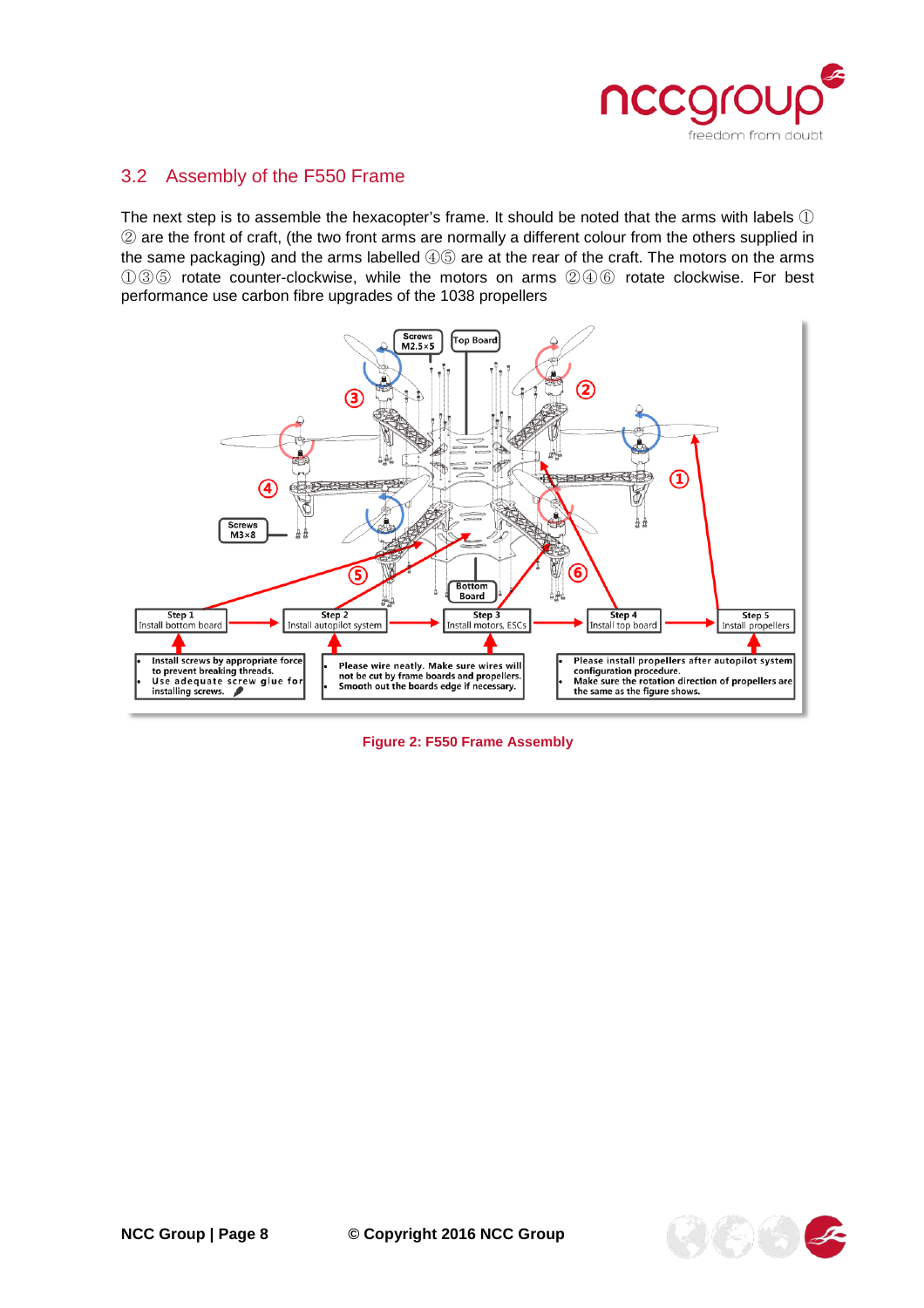## 3.2 Assembly of the F550 Frame

The next step is to assemble the hexacopter's frame. It should be noted that the arms with labels ① ② are the front of craft, (the two front arms are normally a different colour from the others supplied in the same packaging) and the arms labelled ④⑤ are at the rear of the craft. The motors on the arms ①③⑤ rotate counter-clockwise, while the motors on arms ②④⑥ rotate clockwise. For best performance use carbon fibre upgrades of the 1038 propellers

**Figure 2: F550 Frame Assembly**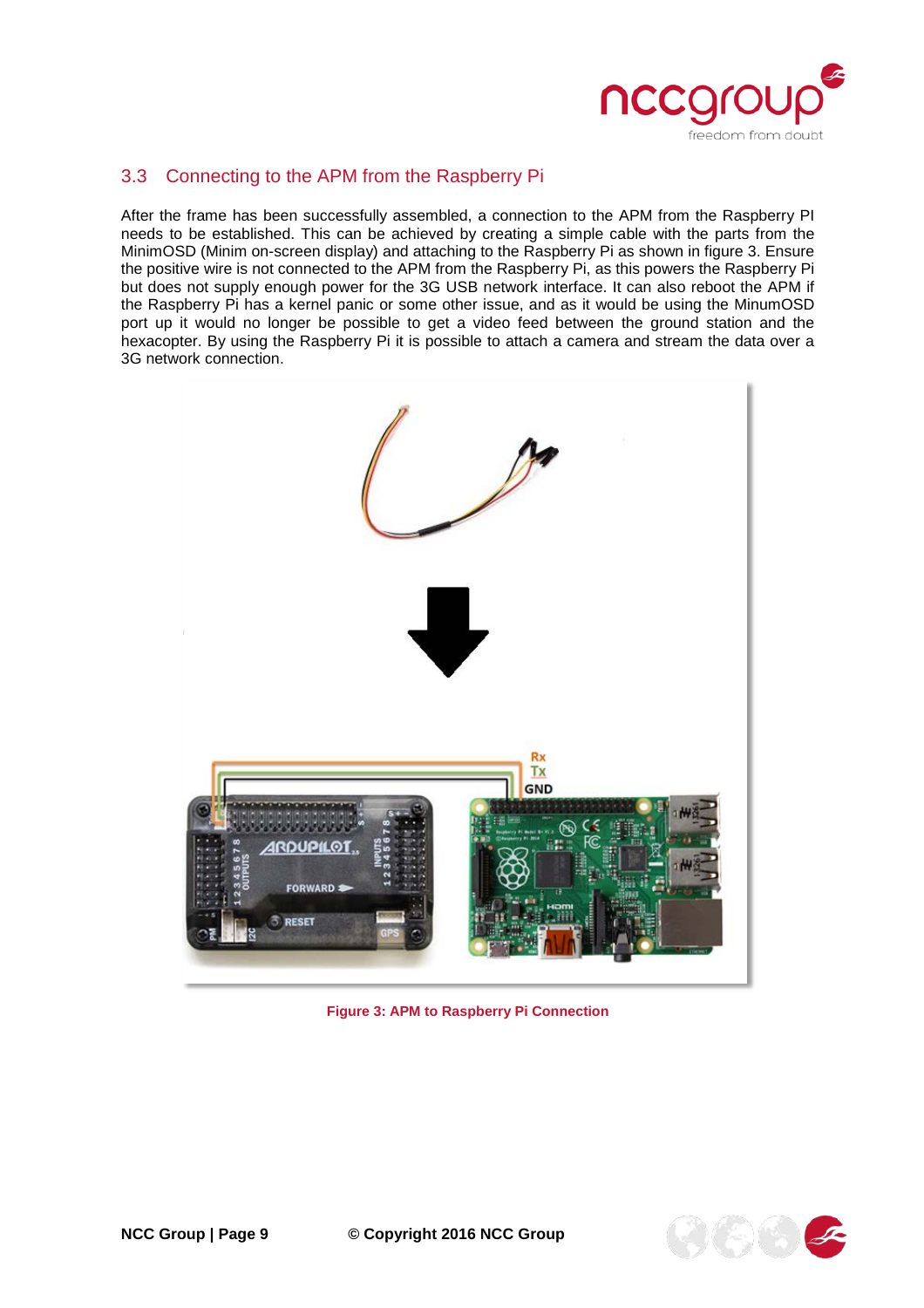## 3.3 Connecting to the APM from the Raspberry Pi

After the frame has been successfully assembled, a connection to the APM from the Raspberry PI needs to be established. This can be achieved by creating a simple cable with the parts from the MinimOSD (Minim on-screen display) and attaching to the Raspberry Pi as shown in figure 3. Ensure the positive wire is not connected to the APM from the Raspberry Pi, as this powers the Raspberry Pi but does not supply enough power for the 3G USB network interface. It can also reboot the APM if the Raspberry Pi has a kernel panic or some other issue, and as it would be using the MinumOSD port up it would no longer be possible to get a video feed between the ground station and the hexacopter. By using the Raspberry Pi it is possible to attach a camera and stream the data over a 3G network connection.

**Figure 3: APM to Raspberry Pi Connection**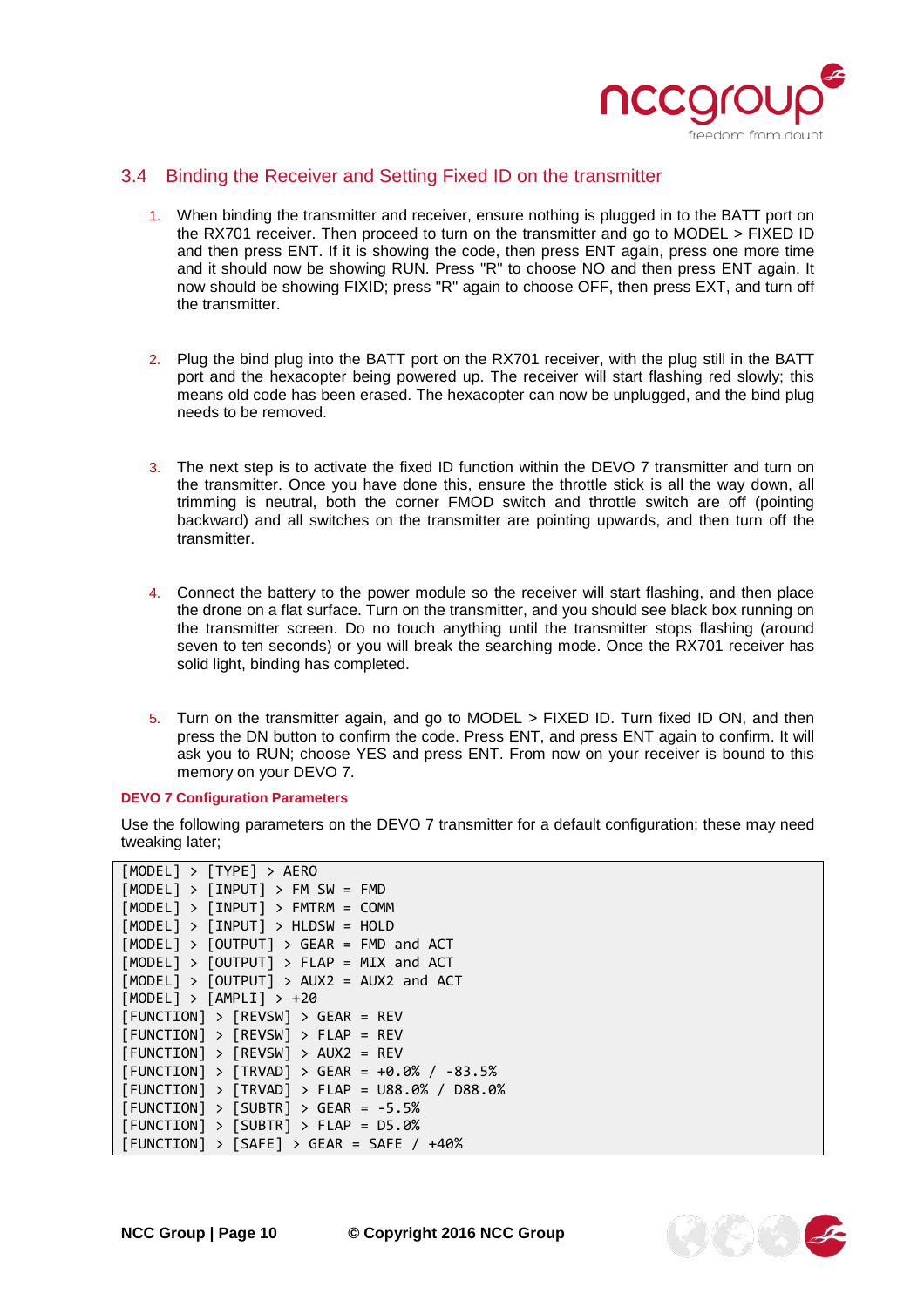## 3.4 Binding the Receiver and Setting Fixed ID on the transmitter

1. When binding the transmitter and receiver, ensure nothing is plugged in to the BATT port on the RX701 receiver. Then proceed to turn on the transmitter and go to MODEL > FIXED ID and then press ENT. If it is showing the code, then press ENT again, press one more time and it should now be showing RUN. Press "R" to choose NO and then press ENT again. It now should be showing FIXID; press "R" again to choose OFF, then press EXT, and turn off the transmitter.

2. Plug the bind plug into the BATT port on the RX701 receiver, with the plug still in the BATT port and the hexacopter being powered up. The receiver will start flashing red slowly; this means old code has been erased. The hexacopter can now be unplugged, and the bind plug needs to be removed.

3. The next step is to activate the fixed ID function within the DEVO 7 transmitter and turn on the transmitter. Once you have done this, ensure the throttle stick is all the way down, all trimming is neutral, both the corner FMOD switch and throttle switch are off (pointing backward) and all switches on the transmitter are pointing upwards, and then turn off the transmitter.

4. Connect the battery to the power module so the receiver will start flashing, and then place the drone on a flat surface. Turn on the transmitter, and you should see black box running on the transmitter screen. Do no touch anything until the transmitter stops flashing (around seven to ten seconds) or you will break the searching mode. Once the RX701 receiver has solid light, binding has completed.

5. Turn on the transmitter again, and go to MODEL > FIXED ID. Turn fixed ID ON, and then press the DN button to confirm the code. Press ENT, and press ENT again to confirm. It will ask you to RUN; choose YES and press ENT. From now on your receiver is bound to this memory on your DEVO 7.

**DEVO 7 Configuration Parameters**

Use the following parameters on the DEVO 7 transmitter for a default configuration; these may need tweaking later;

```
[MODEL] > [TYPE] > AERO
[MODEL] > [INPUT] > FM SW = FMD
[MODEL] > [INPUT] > FMTRM = COMM
[MODEL] > [INPUT] > HLDSW = HOLD
[MODEL] > [OUTPUT] > GEAR = FMD and ACT
[MODEL] > [OUTPUT] > FLAP = MIX and ACT
[MODEL] > [OUTPUT] > AUX2 = AUX2 and ACT
[MODEL] > [AMPLI] > +20
[FUNCTION] > [REVSW] > GEAR = REV
[FUNCTION] > [REVSW] > FLAP = REV
[FUNCTION] > [REVSW] > AUX2 = REV
[FUNCTION] > [TRVAD] > GEAR = +0.0% / -83.5%
[FUNCTION] > [TRVAD] > FLAP = U88.0% / D88.0%
[FUNCTION] > [SUBTR] > GEAR = -5.5%
[FUNCTION] > [SUBTR] > FLAP = D5.0%
[FUNCTION] > [SAFE] > GEAR = SAFE / +40%
```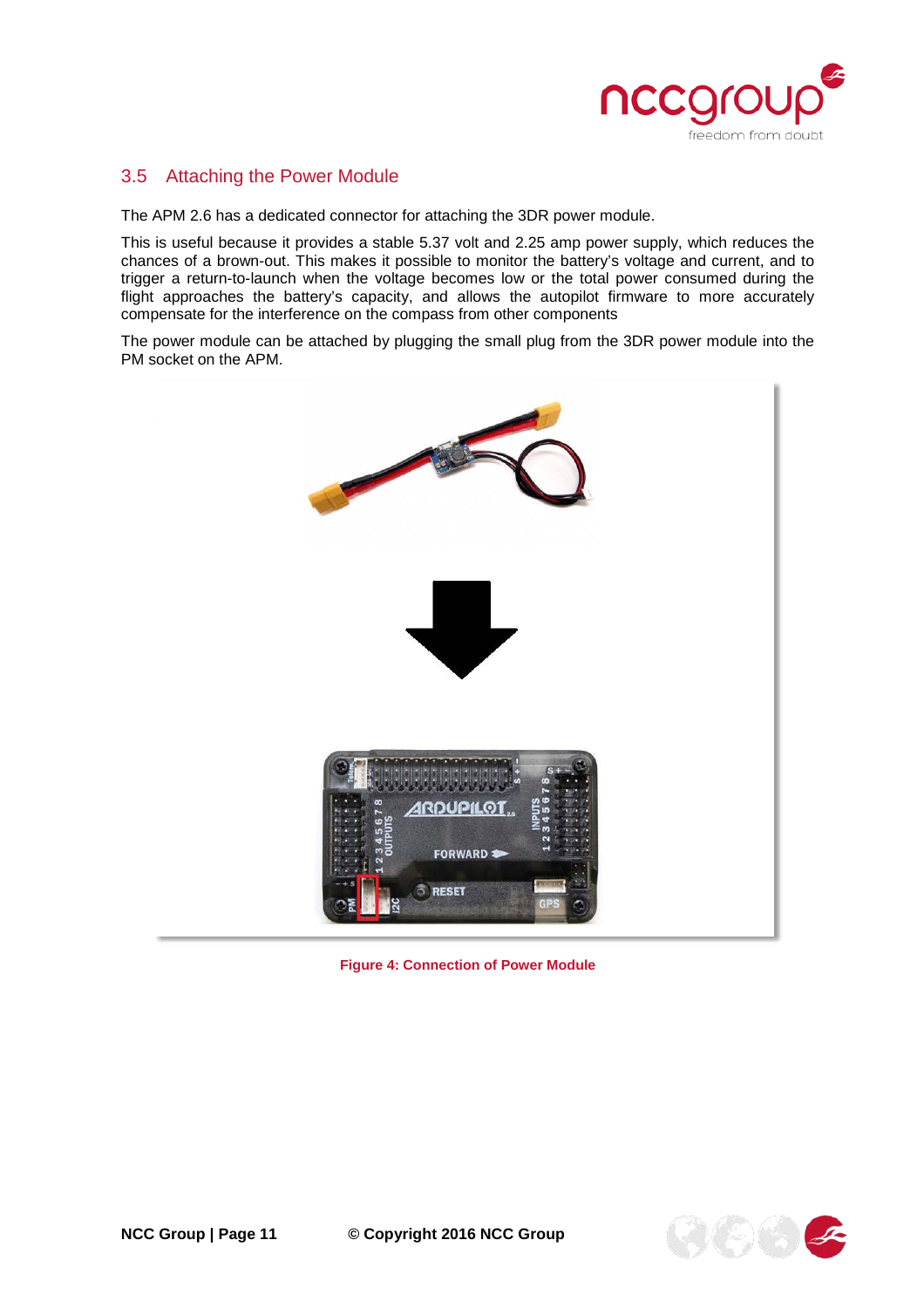## 3.5 Attaching the Power Module

The APM 2.6 has a dedicated connector for attaching the 3DR power module.

This is useful because it provides a stable 5.37 volt and 2.25 amp power supply, which reduces the chances of a brown-out. This makes it possible to monitor the battery's voltage and current, and to trigger a return-to-launch when the voltage becomes low or the total power consumed during the flight approaches the battery's capacity, and allows the autopilot firmware to more accurately compensate for the interference on the compass from other components

The power module can be attached by plugging the small plug from the 3DR power module into the PM socket on the APM.

**Figure 4: Connection of Power Module**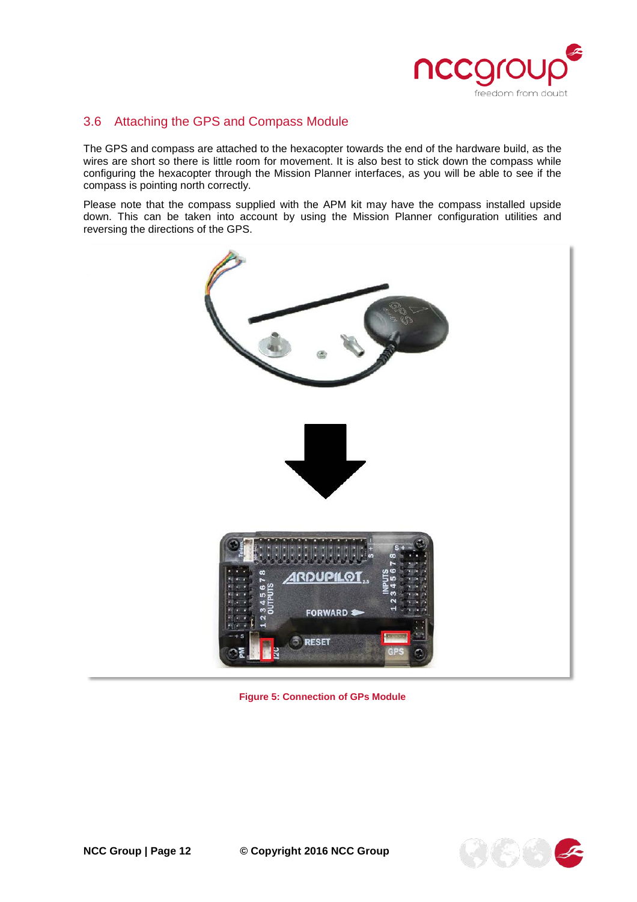## 3.6 Attaching the GPS and Compass Module

The GPS and compass are attached to the hexacopter towards the end of the hardware build, as the wires are short so there is little room for movement. It is also best to stick down the compass while configuring the hexacopter through the Mission Planner interfaces, as you will be able to see if the compass is pointing north correctly.

Please note that the compass supplied with the APM kit may have the compass installed upside down. This can be taken into account by using the Mission Planner configuration utilities and reversing the directions of the GPS.

**Figure 5: Connection of GPs Module**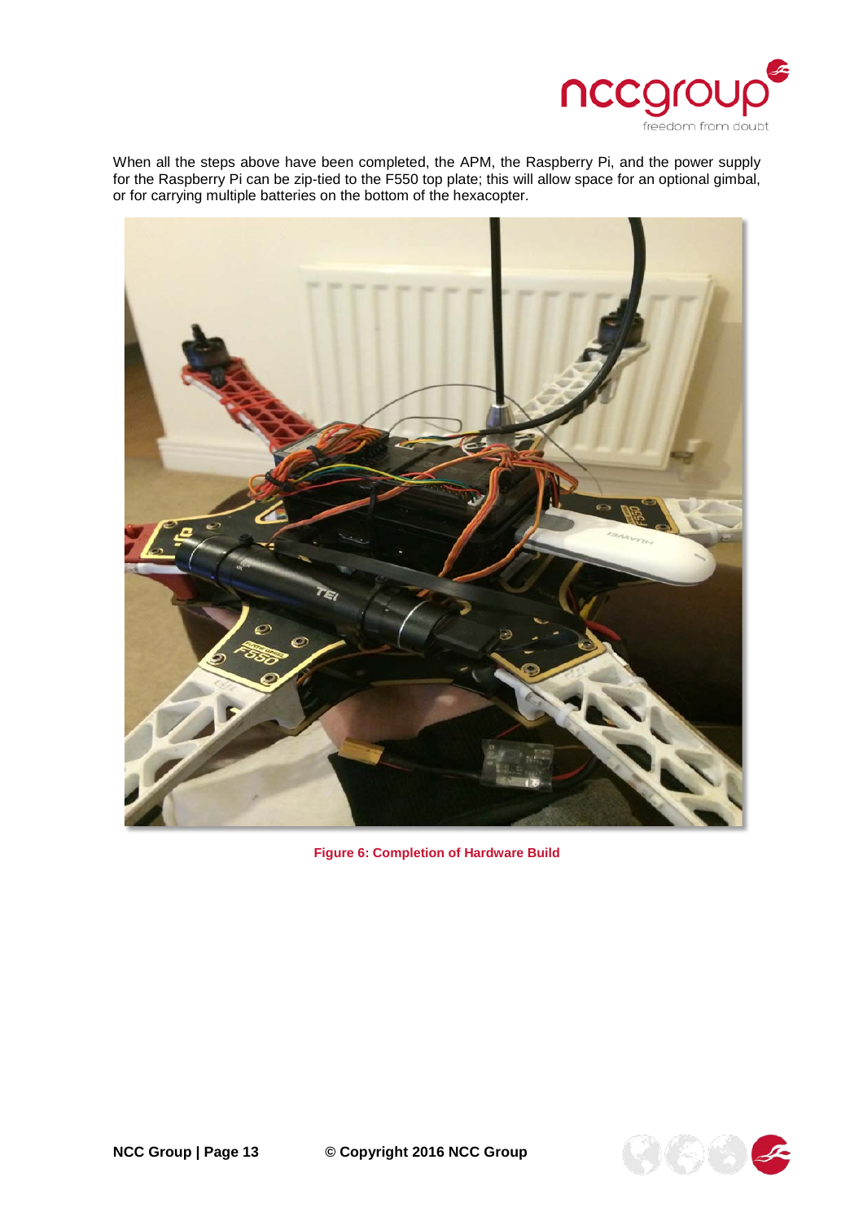When all the steps above have been completed, the APM, the Raspberry Pi, and the power supply for the Raspberry Pi can be zip-tied to the F550 top plate; this will allow space for an optional gimbal, or for carrying multiple batteries on the bottom of the hexacopter.

**Figure 6: Completion of Hardware Build**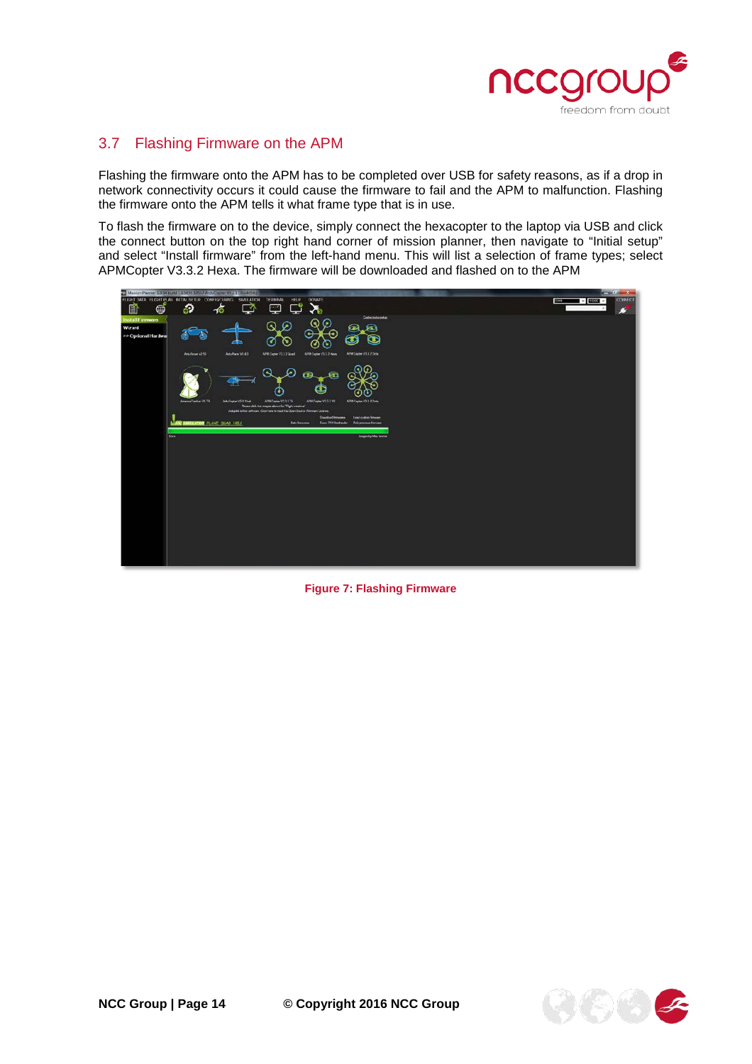## 3.7 Flashing Firmware on the APM

Flashing the firmware onto the APM has to be completed over USB for safety reasons, as if a drop in network connectivity occurs it could cause the firmware to fail and the APM to malfunction. Flashing the firmware onto the APM tells it what frame type that is in use.

To flash the firmware on to the device, simply connect the hexacopter to the laptop via USB and click the connect button on the top right hand corner of mission planner, then navigate to “Initial setup” and select “Install firmware” from the left-hand menu. This will list a selection of frame types; select APMCopter V3.3.2 Hexa. The firmware will be downloaded and flashed on to the APM

Figure 7: Flashing Firmware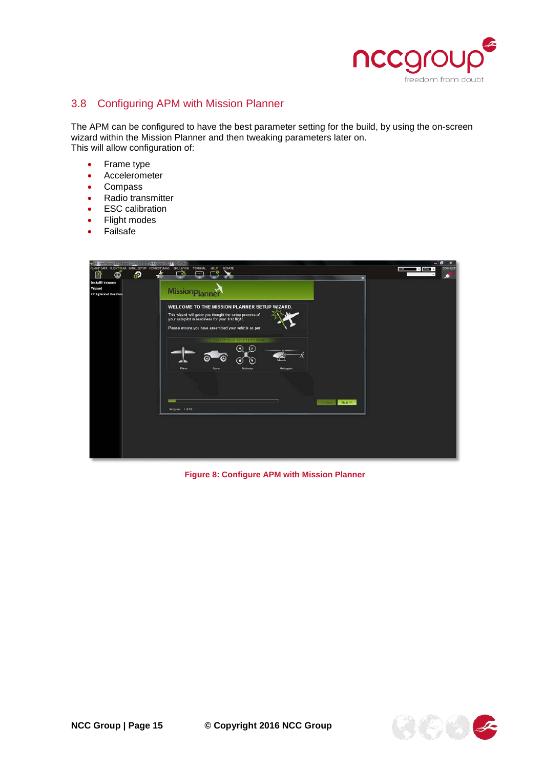## 3.8 Configuring APM with Mission Planner

The APM can be configured to have the best parameter setting for the build, by using the on-screen wizard within the Mission Planner and then tweaking parameters later on.
This will allow configuration of:

- Frame type
- Accelerometer
- Compass
- Radio transmitter
- ESC calibration
- Flight modes
- Failsafe

**Figure 8: Configure APM with Mission Planner**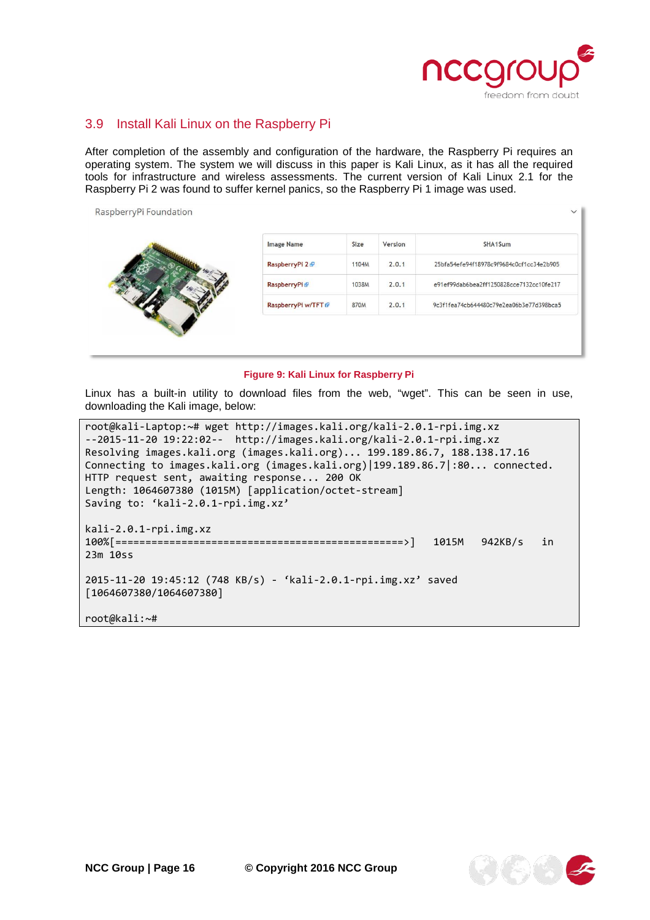## 3.9 Install Kali Linux on the Raspberry Pi

After completion of the assembly and configuration of the hardware, the Raspberry Pi requires an operating system. The system we will discuss in this paper is Kali Linux, as it has all the required tools for infrastructure and wireless assessments. The current version of Kali Linux 2.1 for the Raspberry Pi 2 was found to suffer kernel panics, so the Raspberry Pi 1 image was used.

RaspberryPi Foundation

| Image Name | Size | Version | SHA1Sum |
|---|---|---|---|
| RaspberryPi 2 | 1104M | 2.0.1 | 25bfa54efe94f18978c9f9684c0cf1cc34e2b905 |
| RaspberryPi | 1038M | 2.0.1 | e91ef99dab6bea2ff1250828cce7132cc10fe217 |
| RaspberryPi w/TFT | 870M | 2.0.1 | 9c3f1fea74cb644480c79e2ea06b3e77d398bca5 |

**Figure 9: Kali Linux for Raspberry Pi**

Linux has a built-in utility to download files from the web, “wget”. This can be seen in use, downloading the Kali image, below:

```
root@kali-Laptop:~# wget http://images.kali.org/kali-2.0.1-rpi.img.xz
--2015-11-20 19:22:02--  http://images.kali.org/kali-2.0.1-rpi.img.xz
Resolving images.kali.org (images.kali.org)... 199.189.86.7, 188.138.17.16
Connecting to images.kali.org (images.kali.org)|199.189.86.7|:80... connected.
HTTP request sent, awaiting response... 200 OK
Length: 1064607380 (1015M) [application/octet-stream]
Saving to: ‘kali-2.0.1-rpi.img.xz’

kali-2.0.1-rpi.img.xz
100%[=================================================>]  1015M  942KB/s   in
23m 10ss

2015-11-20 19:45:12 (748 KB/s) - ‘kali-2.0.1-rpi.img.xz’ saved
[1064607380/1064607380]

root@kali:~#
```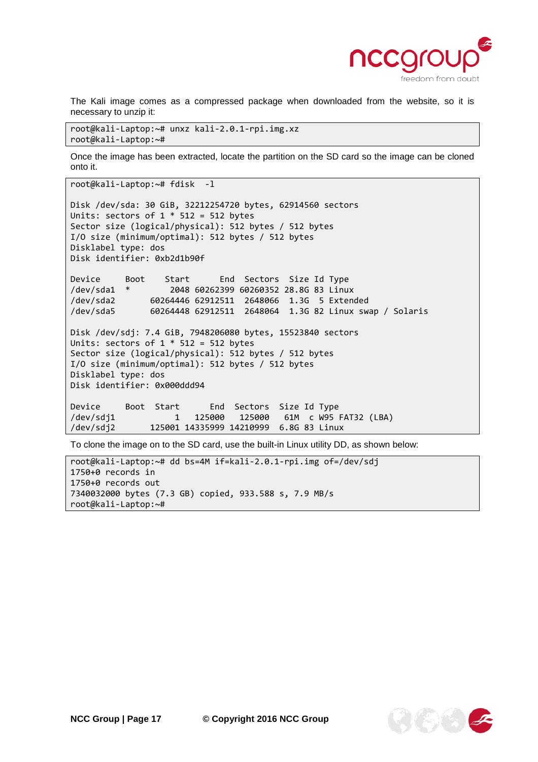The Kali image comes as a compressed package when downloaded from the website, so it is necessary to unzip it:

```
root@kali-Laptop:~# unxz kali-2.0.1-rpi.img.xz
root@kali-Laptop:~#
```

Once the image has been extracted, locate the partition on the SD card so the image can be cloned onto it.

```
root@kali-Laptop:~# fdisk  -l

Disk /dev/sda: 30 GiB, 32212254720 bytes, 62914560 sectors
Units: sectors of 1 * 512 = 512 bytes
Sector size (logical/physical): 512 bytes / 512 bytes
I/O size (minimum/optimal): 512 bytes / 512 bytes
Disklabel type: dos
Disk identifier: 0xb2d1b90f

Device     Boot    Start      End  Sectors  Size Id Type
/dev/sda1  *        2048 60262399 60260352 28.8G 83 Linux
/dev/sda2       60264446 62912511  2648066  1.3G  5 Extended
/dev/sda5       60264448 62912511  2648064  1.3G 82 Linux swap / Solaris

Disk /dev/sdj: 7.4 GiB, 7948206080 bytes, 15523840 sectors
Units: sectors of 1 * 512 = 512 bytes
Sector size (logical/physical): 512 bytes / 512 bytes
I/O size (minimum/optimal): 512 bytes / 512 bytes
Disklabel type: dos
Disk identifier: 0x000ddd94

Device     Boot  Start      End  Sectors  Size Id Type
/dev/sdj1            1   125000   125000   61M  c W95 FAT32 (LBA)
/dev/sdj2       125001 14335999 14210999  6.8G 83 Linux
```

To clone the image on to the SD card, use the built-in Linux utility DD, as shown below:

```
root@kali-Laptop:~# dd bs=4M if=kali-2.0.1-rpi.img of=/dev/sdj
1750+0 records in
1750+0 records out
7340032000 bytes (7.3 GB) copied, 933.588 s, 7.9 MB/s
root@kali-Laptop:~#
```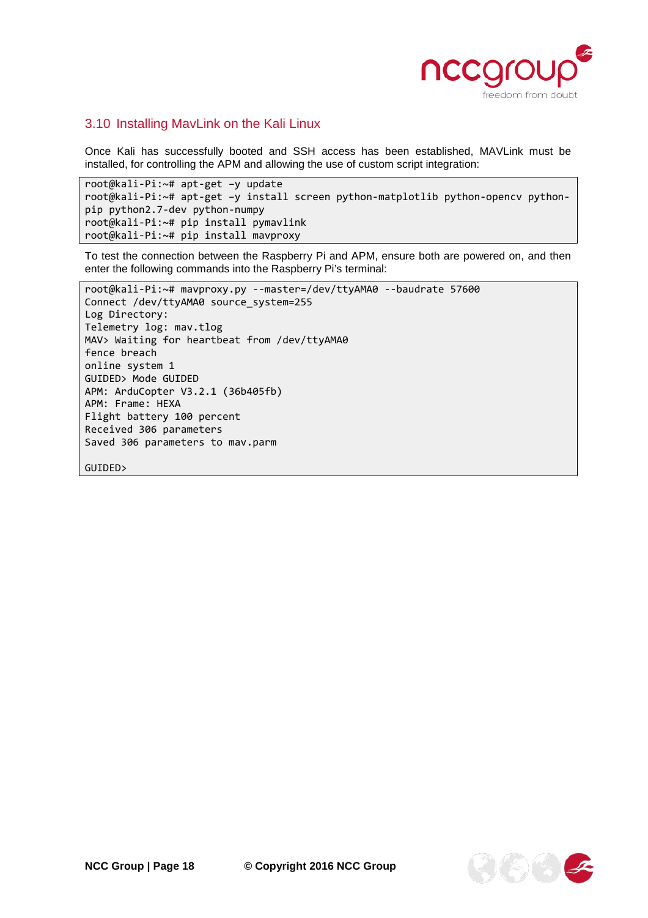## 3.10 Installing MavLink on the Kali Linux

Once Kali has successfully booted and SSH access has been established, MAVLink must be installed, for controlling the APM and allowing the use of custom script integration:

```
root@kali-Pi:~# apt-get –y update
root@kali-Pi:~# apt-get –y install screen python-matplotlib python-opencv python-pip python2.7-dev python-numpy
root@kali-Pi:~# pip install pymavlink
root@kali-Pi:~# pip install mavproxy
```

To test the connection between the Raspberry Pi and APM, ensure both are powered on, and then enter the following commands into the Raspberry Pi's terminal:

```
root@kali-Pi:~# mavproxy.py --master=/dev/ttyAMA0 --baudrate 57600
Connect /dev/ttyAMA0 source_system=255
Log Directory:
Telemetry log: mav.tlog
MAV> Waiting for heartbeat from /dev/ttyAMA0
fence breach
online system 1
GUIDED> Mode GUIDED
APM: ArduCopter V3.2.1 (36b405fb)
APM: Frame: HEXA
Flight battery 100 percent
Received 306 parameters
Saved 306 parameters to mav.parm

GUIDED>
```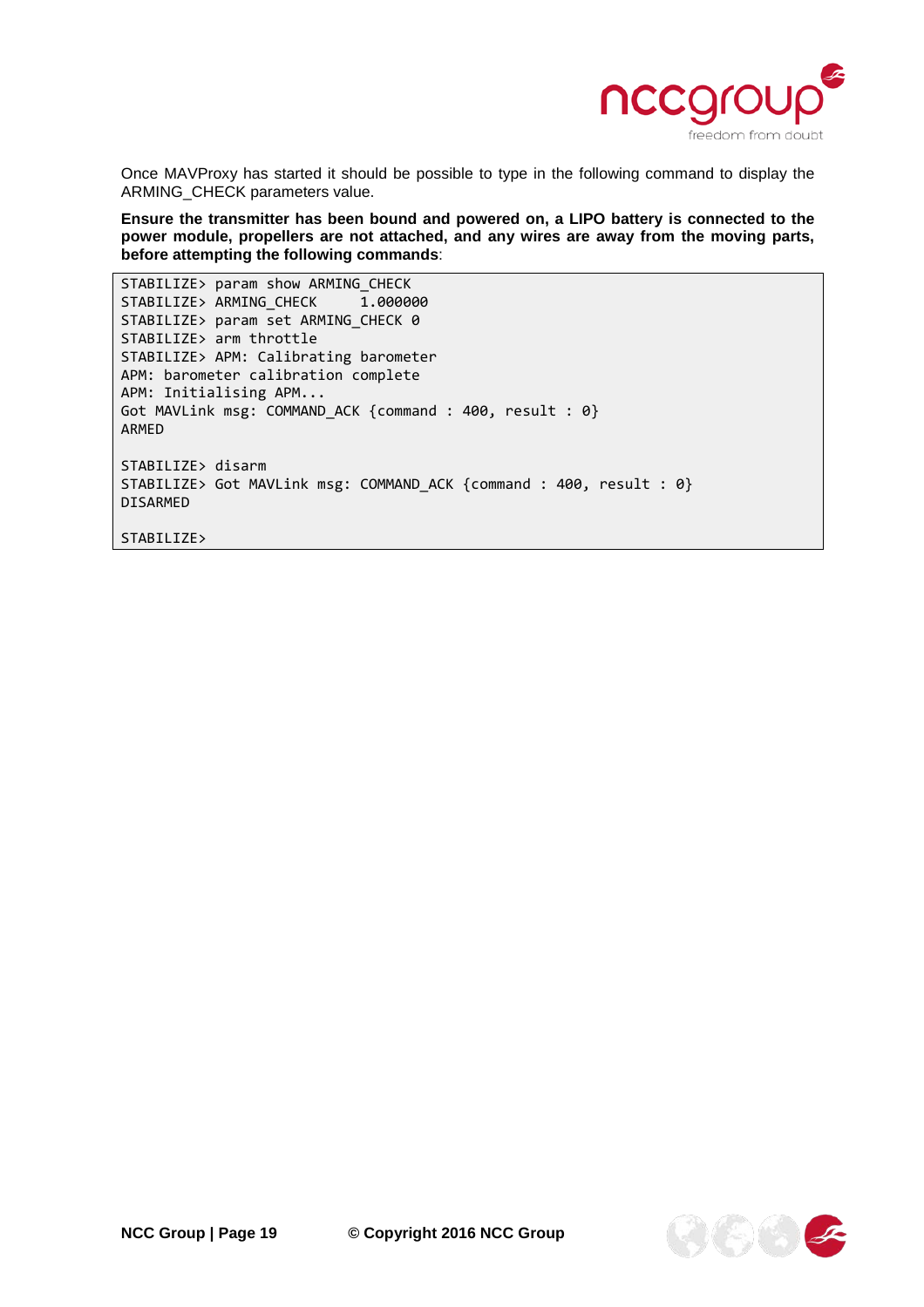Once MAVProxy has started it should be possible to type in the following command to display the ARMING_CHECK parameters value.

**Ensure the transmitter has been bound and powered on, a LIPO battery is connected to the power module, propellers are not attached, and any wires are away from the moving parts, before attempting the following commands**:

```
STABILIZE> param show ARMING_CHECK
STABILIZE> ARMING_CHECK     1.000000
STABILIZE> param set ARMING_CHECK 0
STABILIZE> arm throttle
STABILIZE> APM: Calibrating barometer
APM: barometer calibration complete
APM: Initialising APM...
Got MAVLink msg: COMMAND_ACK {command : 400, result : 0}
ARMED

STABILIZE> disarm
STABILIZE> Got MAVLink msg: COMMAND_ACK {command : 400, result : 0}
DISARMED

STABILIZE>
```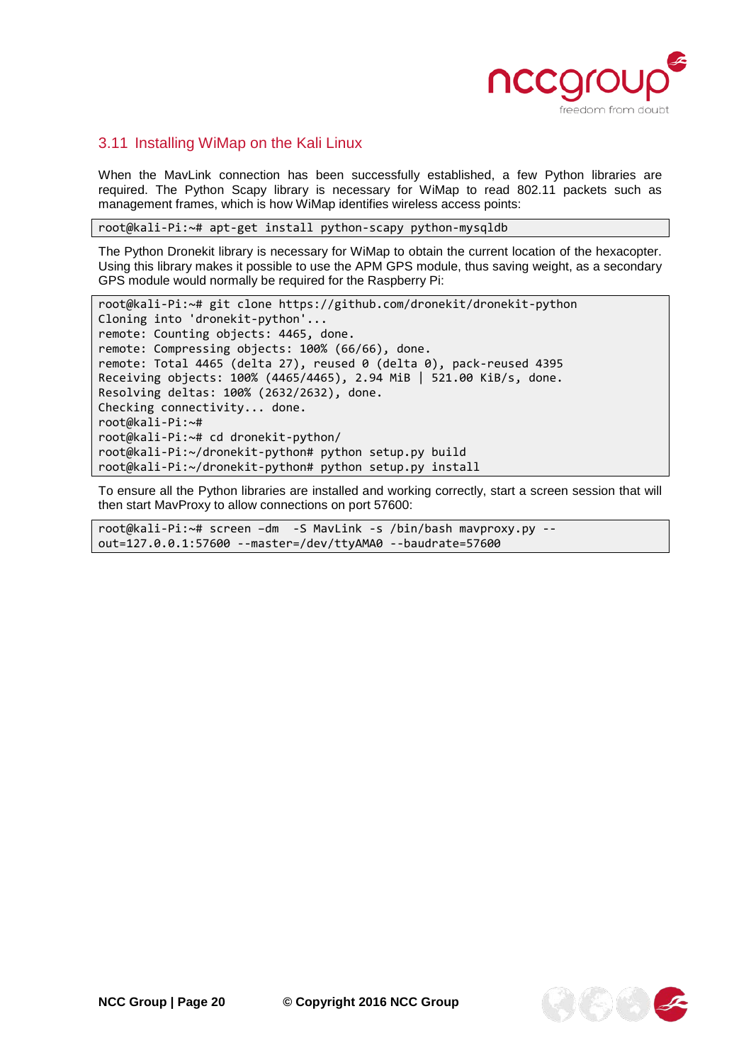## 3.11 Installing WiMap on the Kali Linux

When the MavLink connection has been successfully established, a few Python libraries are required. The Python Scapy library is necessary for WiMap to read 802.11 packets such as management frames, which is how WiMap identifies wireless access points:

```
root@kali-Pi:~# apt-get install python-scapy python-mysqldb
```

The Python Dronekit library is necessary for WiMap to obtain the current location of the hexacopter. Using this library makes it possible to use the APM GPS module, thus saving weight, as a secondary GPS module would normally be required for the Raspberry Pi:

```
root@kali-Pi:~# git clone https://github.com/dronekit/dronekit-python
Cloning into 'dronekit-python'...
remote: Counting objects: 4465, done.
remote: Compressing objects: 100% (66/66), done.
remote: Total 4465 (delta 27), reused 0 (delta 0), pack-reused 4395
Receiving objects: 100% (4465/4465), 2.94 MiB | 521.00 KiB/s, done.
Resolving deltas: 100% (2632/2632), done.
Checking connectivity... done.
root@kali-Pi:~#
root@kali-Pi:~# cd dronekit-python/
root@kali-Pi:~/dronekit-python# python setup.py build
root@kali-Pi:~/dronekit-python# python setup.py install
```

To ensure all the Python libraries are installed and working correctly, start a screen session that will then start MavProxy to allow connections on port 57600:

```
root@kali-Pi:~# screen –dm  -S MavLink -s /bin/bash mavproxy.py --
out=127.0.0.1:57600 --master=/dev/ttyAMA0 --baudrate=57600
```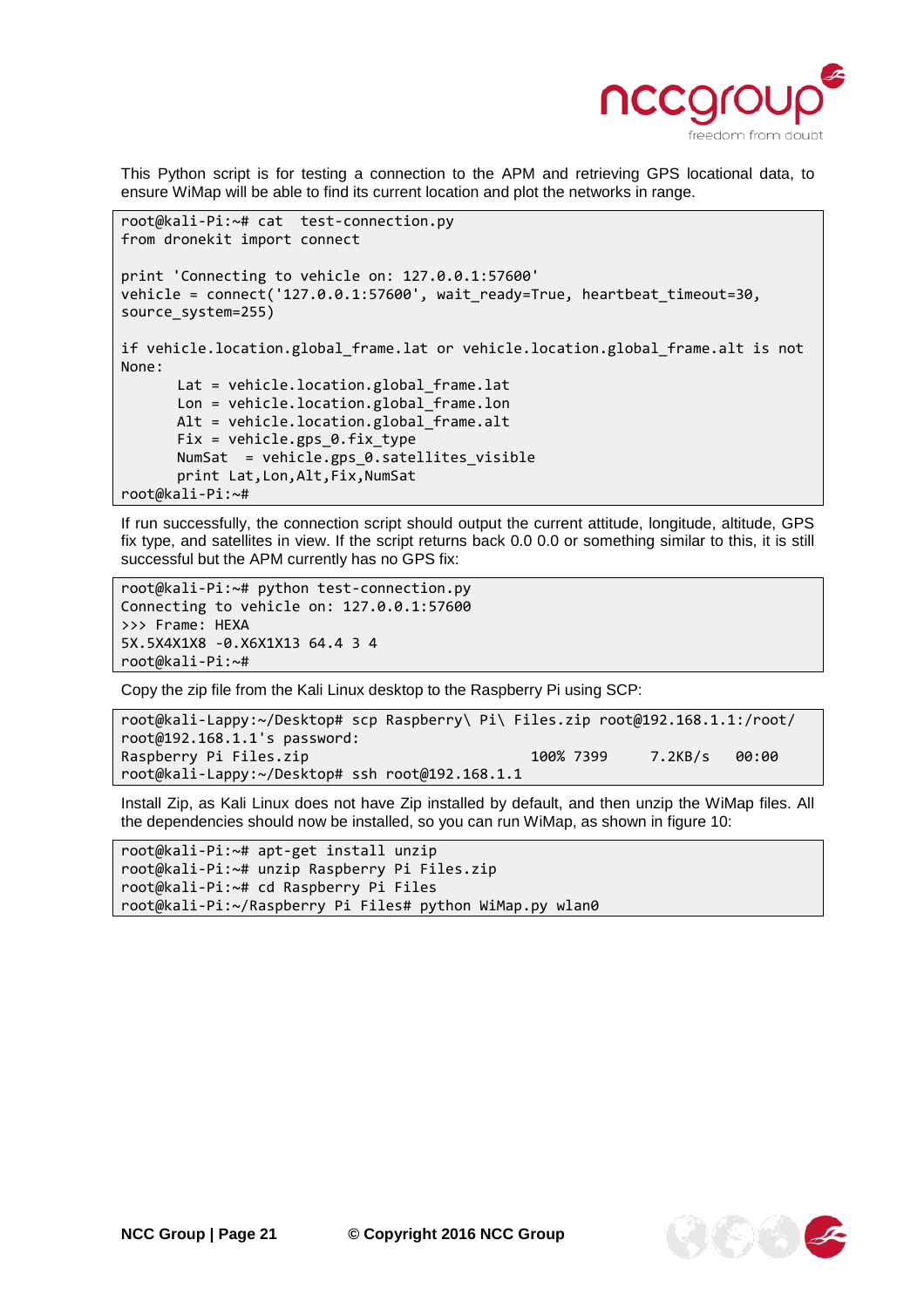This Python script is for testing a connection to the APM and retrieving GPS locational data, to ensure WiMap will be able to find its current location and plot the networks in range.

```
root@kali-Pi:~# cat  test-connection.py
from dronekit import connect

print 'Connecting to vehicle on: 127.0.0.1:57600'
vehicle = connect('127.0.0.1:57600', wait_ready=True, heartbeat_timeout=30,
source_system=255)

if vehicle.location.global_frame.lat or vehicle.location.global_frame.alt is not
None:
       Lat = vehicle.location.global_frame.lat
       Lon = vehicle.location.global_frame.lon
       Alt = vehicle.location.global_frame.alt
       Fix = vehicle.gps_0.fix_type
       NumSat  = vehicle.gps_0.satellites_visible
       print Lat,Lon,Alt,Fix,NumSat
root@kali-Pi:~#
```

If run successfully, the connection script should output the current attitude, longitude, altitude, GPS fix type, and satellites in view. If the script returns back 0.0 0.0 or something similar to this, it is still successful but the APM currently has no GPS fix:

```
root@kali-Pi:~# python test-connection.py
Connecting to vehicle on: 127.0.0.1:57600
>>> Frame: HEXA
5X.5X4X1X8 -0.X6X1X13 64.4 3 4
root@kali-Pi:~#
```

Copy the zip file from the Kali Linux desktop to the Raspberry Pi using SCP:

```
root@kali-Lappy:~/Desktop# scp Raspberry\ Pi\ Files.zip root@192.168.1.1:/root/
root@192.168.1.1's password:
Raspberry Pi Files.zip                          100% 7399     7.2KB/s   00:00
root@kali-Lappy:~/Desktop# ssh root@192.168.1.1
```

Install Zip, as Kali Linux does not have Zip installed by default, and then unzip the WiMap files. All the dependencies should now be installed, so you can run WiMap, as shown in figure 10:

```
root@kali-Pi:~# apt-get install unzip
root@kali-Pi:~# unzip Raspberry Pi Files.zip
root@kali-Pi:~# cd Raspberry Pi Files
root@kali-Pi:~/Raspberry Pi Files# python WiMap.py wlan0
```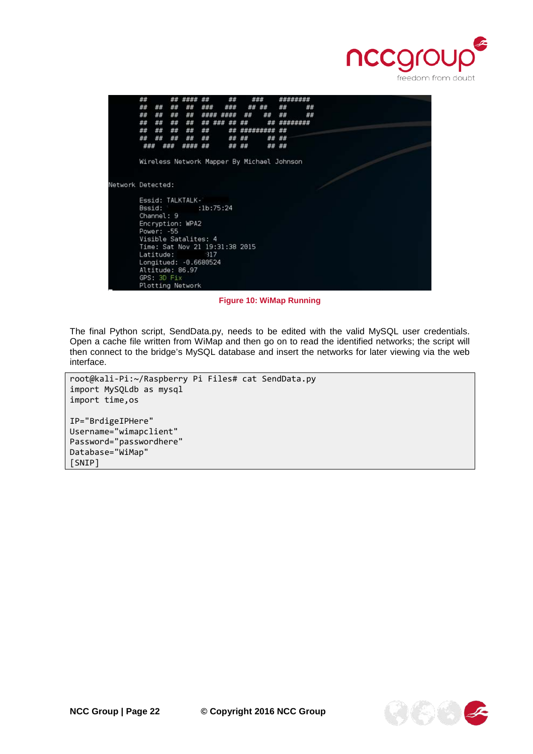```
Wireless Network Mapper By Michael Johnson

Network Detected:

        Essid: TALKTALK-
        Bssid:          :1b:75:24
        Channel: 9
        Encryption: WPA2
        Power: -55
        Visible Satalites: 4
        Time: Sat Nov 21 19:31:38 2015
        Latitude:          317
        Longitued: -0.6680524
        Altitude: 86.97
        GPS: 3D Fix
        Plotting Network
```

**Figure 10: WiMap Running**

The final Python script, SendData.py, needs to be edited with the valid MySQL user credentials. Open a cache file written from WiMap and then go on to read the identified networks; the script will then connect to the bridge's MySQL database and insert the networks for later viewing via the web interface.

```
root@kali-Pi:~/Raspberry Pi Files# cat SendData.py
import MySQLdb as mysql
import time,os

IP="BrdigeIPHere"
Username="wimapclient"
Password="passwordhere"
Database="WiMap"
[SNIP]
```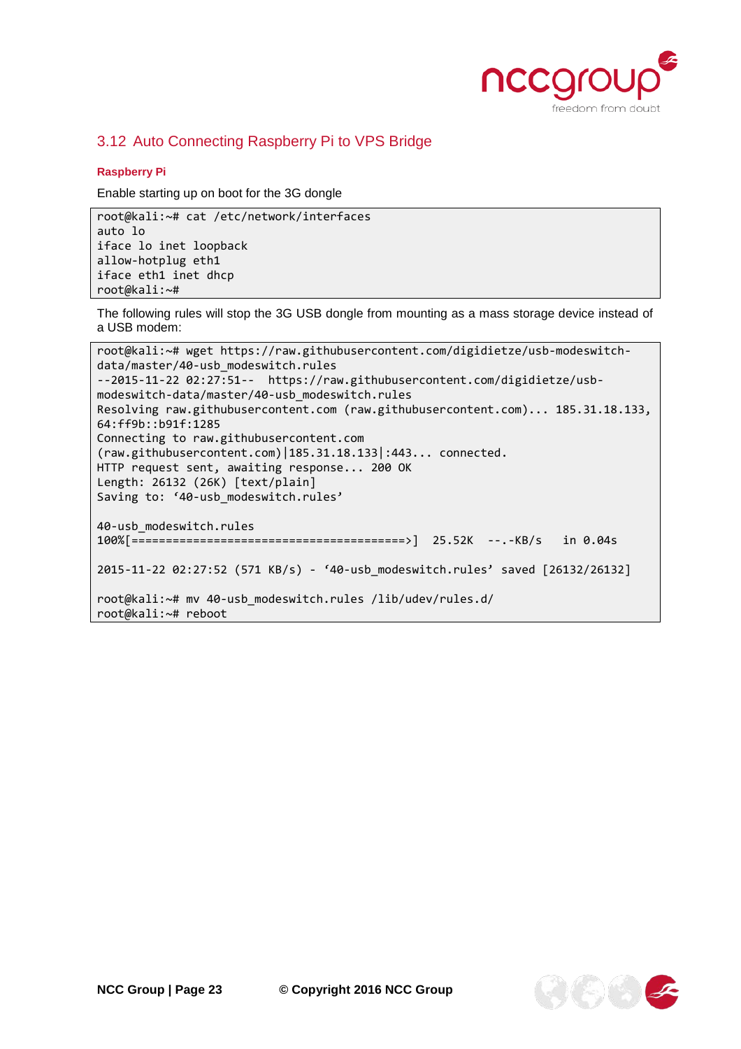## 3.12 Auto Connecting Raspberry Pi to VPS Bridge

#### Raspberry Pi

Enable starting up on boot for the 3G dongle

```
root@kali:~# cat /etc/network/interfaces
auto lo
iface lo inet loopback
allow-hotplug eth1
iface eth1 inet dhcp
root@kali:~#
```

The following rules will stop the 3G USB dongle from mounting as a mass storage device instead of a USB modem:

```
root@kali:~# wget https://raw.githubusercontent.com/digidietze/usb-modeswitch-
data/master/40-usb_modeswitch.rules
--2015-11-22 02:27:51--  https://raw.githubusercontent.com/digidietze/usb-
modeswitch-data/master/40-usb_modeswitch.rules
Resolving raw.githubusercontent.com (raw.githubusercontent.com)... 185.31.18.133,
64:ff9b::b91f:1285
Connecting to raw.githubusercontent.com
(raw.githubusercontent.com)|185.31.18.133|:443... connected.
HTTP request sent, awaiting response... 200 OK
Length: 26132 (26K) [text/plain]
Saving to: ‘40-usb_modeswitch.rules’

40-usb_modeswitch.rules
100%[=======================================>]  25.52K  --.-KB/s   in 0.04s

2015-11-22 02:27:52 (571 KB/s) - ‘40-usb_modeswitch.rules’ saved [26132/26132]

root@kali:~# mv 40-usb_modeswitch.rules /lib/udev/rules.d/
root@kali:~# reboot
```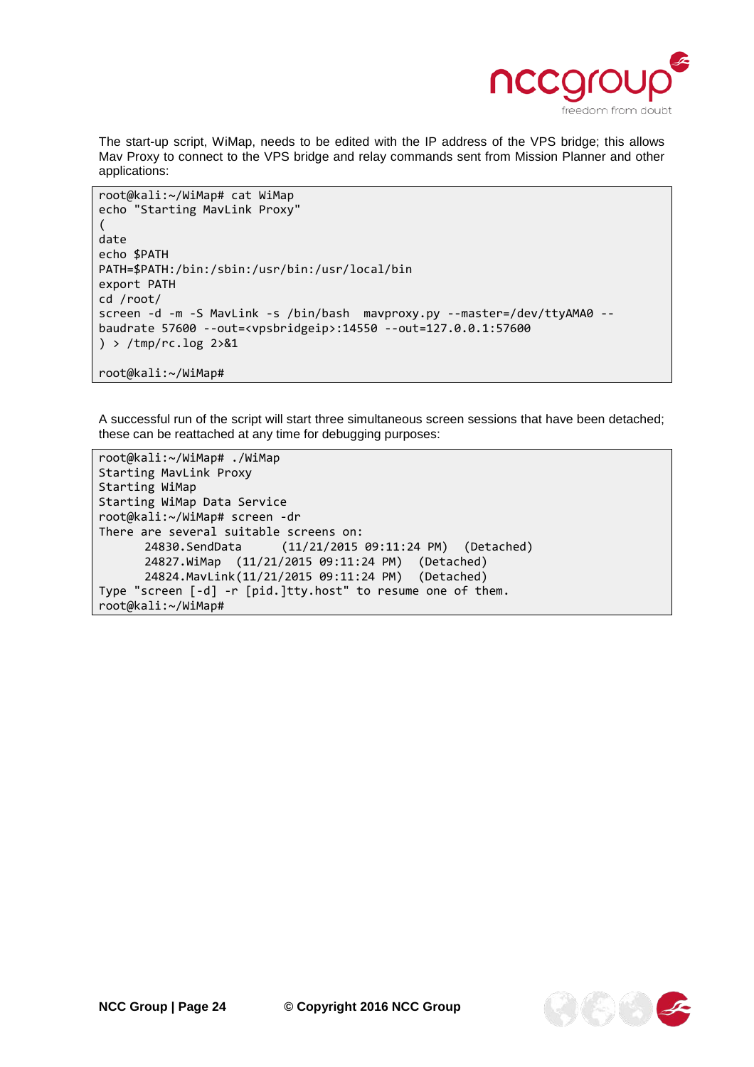The start-up script, WiMap, needs to be edited with the IP address of the VPS bridge; this allows Mav Proxy to connect to the VPS bridge and relay commands sent from Mission Planner and other applications:

```
root@kali:~/WiMap# cat WiMap
echo "Starting MavLink Proxy"
(
date
echo $PATH
PATH=$PATH:/bin:/sbin:/usr/bin:/usr/local/bin
export PATH
cd /root/
screen -d -m -S MavLink -s /bin/bash  mavproxy.py --master=/dev/ttyAMA0 --
baudrate 57600 --out=<vpsbridgeip>:14550 --out=127.0.0.1:57600
) > /tmp/rc.log 2>&1

root@kali:~/WiMap#
```

A successful run of the script will start three simultaneous screen sessions that have been detached; these can be reattached at any time for debugging purposes:

```
root@kali:~/WiMap# ./WiMap
Starting MavLink Proxy
Starting WiMap
Starting WiMap Data Service
root@kali:~/WiMap# screen -dr
There are several suitable screens on:
        24830.SendData      (11/21/2015 09:11:24 PM)   (Detached)
        24827.WiMap  (11/21/2015 09:11:24 PM)  (Detached)
        24824.MavLink(11/21/2015 09:11:24 PM)  (Detached)
Type "screen [-d] -r [pid.]tty.host" to resume one of them.
root@kali:~/WiMap#
```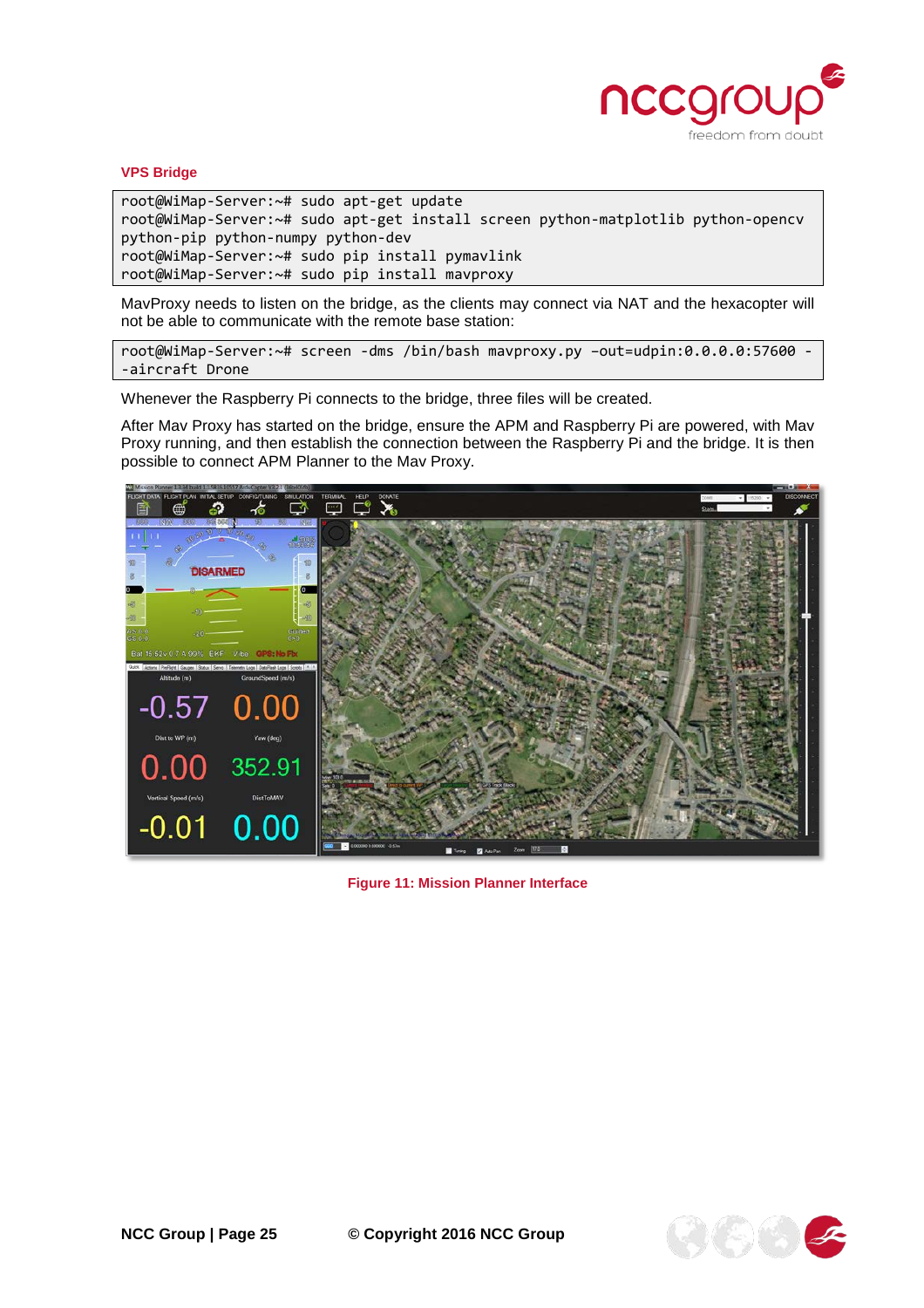**VPS Bridge**

```
root@WiMap-Server:~# sudo apt-get update
root@WiMap-Server:~# sudo apt-get install screen python-matplotlib python-opencv
python-pip python-numpy python-dev
root@WiMap-Server:~# sudo pip install pymavlink
root@WiMap-Server:~# sudo pip install mavproxy
```

MavProxy needs to listen on the bridge, as the clients may connect via NAT and the hexacopter will not be able to communicate with the remote base station:

```
root@WiMap-Server:~# screen -dms /bin/bash mavproxy.py –out=udpin:0.0.0.0:57600 -
-aircraft Drone
```

Whenever the Raspberry Pi connects to the bridge, three files will be created.

After Mav Proxy has started on the bridge, ensure the APM and Raspberry Pi are powered, with Mav Proxy running, and then establish the connection between the Raspberry Pi and the bridge. It is then possible to connect APM Planner to the Mav Proxy.

**Figure 11: Mission Planner Interface**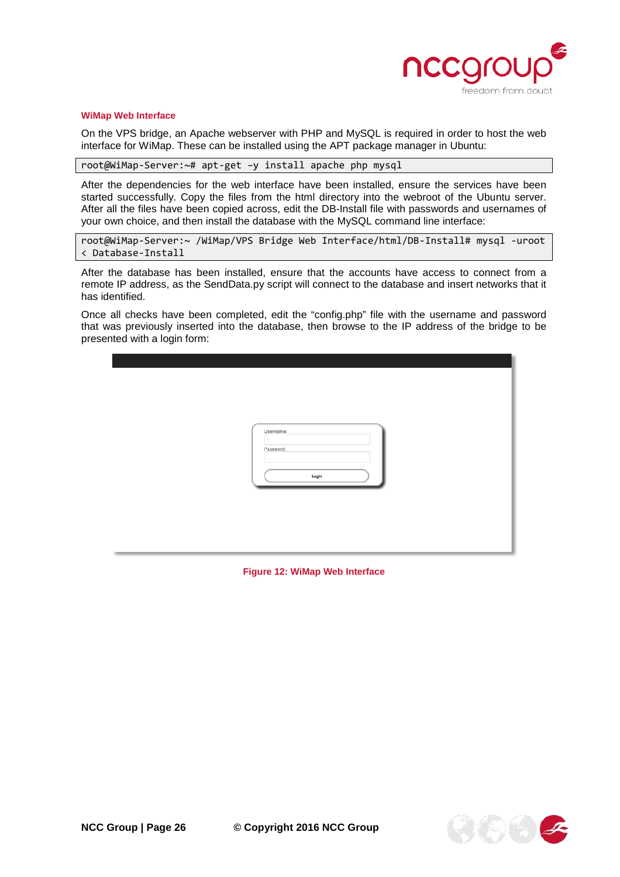### WiMap Web Interface

On the VPS bridge, an Apache webserver with PHP and MySQL is required in order to host the web interface for WiMap. These can be installed using the APT package manager in Ubuntu:

```
root@WiMap-Server:~# apt-get –y install apache php mysql
```

After the dependencies for the web interface have been installed, ensure the services have been started successfully. Copy the files from the html directory into the webroot of the Ubuntu server. After all the files have been copied across, edit the DB-Install file with passwords and usernames of your own choice, and then install the database with the MySQL command line interface:

```
root@WiMap-Server:~ /WiMap/VPS Bridge Web Interface/html/DB-Install# mysql -uroot
< Database-Install
```

After the database has been installed, ensure that the accounts have access to connect from a remote IP address, as the SendData.py script will connect to the database and insert networks that it has identified.

Once all checks have been completed, edit the “config.php” file with the username and password that was previously inserted into the database, then browse to the IP address of the bridge to be presented with a login form:

Figure 12: WiMap Web Interface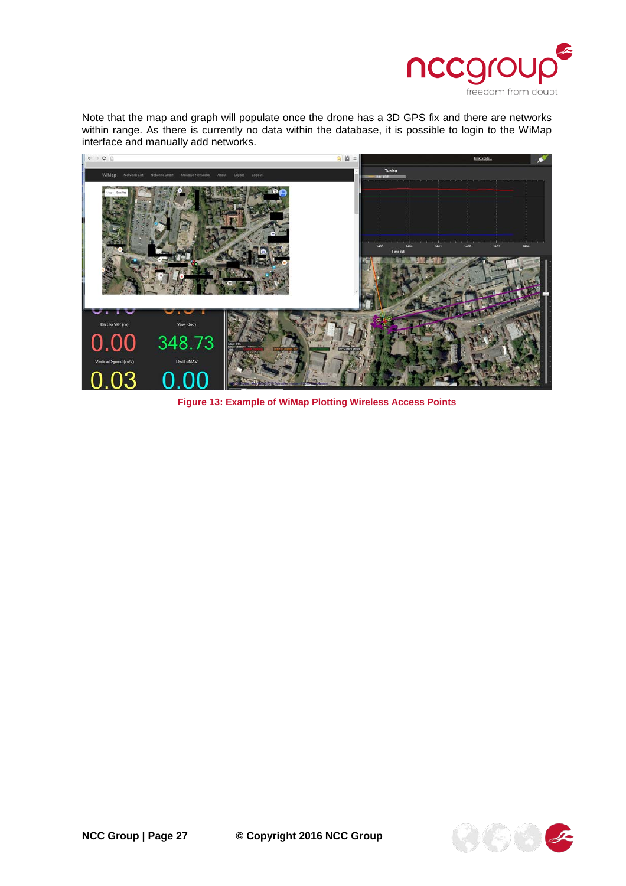Note that the map and graph will populate once the drone has a 3D GPS fix and there are networks within range. As there is currently no data within the database, it is possible to login to the WiMap interface and manually add networks.

**Figure 13: Example of WiMap Plotting Wireless Access Points**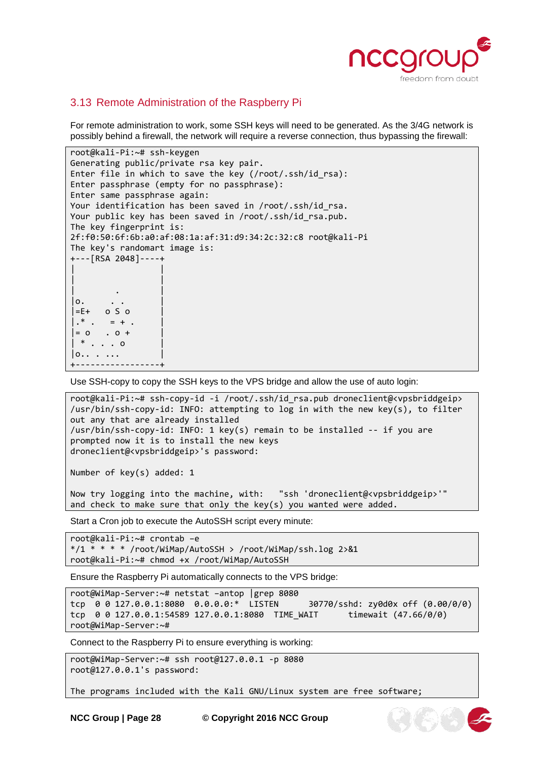## 3.13 Remote Administration of the Raspberry Pi

For remote administration to work, some SSH keys will need to be generated. As the 3/4G network is possibly behind a firewall, the network will require a reverse connection, thus bypassing the firewall:

```
root@kali-Pi:~# ssh-keygen
Generating public/private rsa key pair.
Enter file in which to save the key (/root/.ssh/id_rsa):
Enter passphrase (empty for no passphrase):
Enter same passphrase again:
Your identification has been saved in /root/.ssh/id_rsa.
Your public key has been saved in /root/.ssh/id_rsa.pub.
The key fingerprint is:
2f:f0:50:6f:6b:a0:af:08:1a:af:31:d9:34:2c:32:c8 root@kali-Pi
The key's randomart image is:
+---[RSA 2048]----+
|                 |
|                 |
|         .       |
|o.      . .      |
|=E+    o S o     |
|.* .    = + .    |
|= o    . o +     |
| * . . . o       |
|o.. . ...        |
+-----------------+
```

Use SSH-copy to copy the SSH keys to the VPS bridge and allow the use of auto login:

```
root@kali-Pi:~# ssh-copy-id -i /root/.ssh/id_rsa.pub droneclient@<vpsbriddgeip>
/usr/bin/ssh-copy-id: INFO: attempting to log in with the new key(s), to filter
out any that are already installed
/usr/bin/ssh-copy-id: INFO: 1 key(s) remain to be installed -- if you are
prompted now it is to install the new keys
droneclient@<vpsbriddgeip>'s password:

Number of key(s) added: 1

Now try logging into the machine, with:   "ssh 'droneclient@<vpsbriddgeip>'"
and check to make sure that only the key(s) you wanted were added.
```

Start a Cron job to execute the AutoSSH script every minute:

```
root@kali-Pi:~# crontab –e
*/1 * * * * /root/WiMap/AutoSSH > /root/WiMap/ssh.log 2>&1
root@kali-Pi:~# chmod +x /root/WiMap/AutoSSH
```

Ensure the Raspberry Pi automatically connects to the VPS bridge:

```
root@WiMap-Server:~# netstat –antop |grep 8080
tcp  0 0 127.0.0.1:8080  0.0.0.0:*  LISTEN      30770/sshd: zy0d0x off (0.00/0/0)
tcp  0 0 127.0.0.1:54589 127.0.0.1:8080  TIME_WAIT      timewait (47.66/0/0)
root@WiMap-Server:~#
```

Connect to the Raspberry Pi to ensure everything is working:

```
root@WiMap-Server:~# ssh root@127.0.0.1 -p 8080
root@127.0.0.1's password:

The programs included with the Kali GNU/Linux system are free software;
```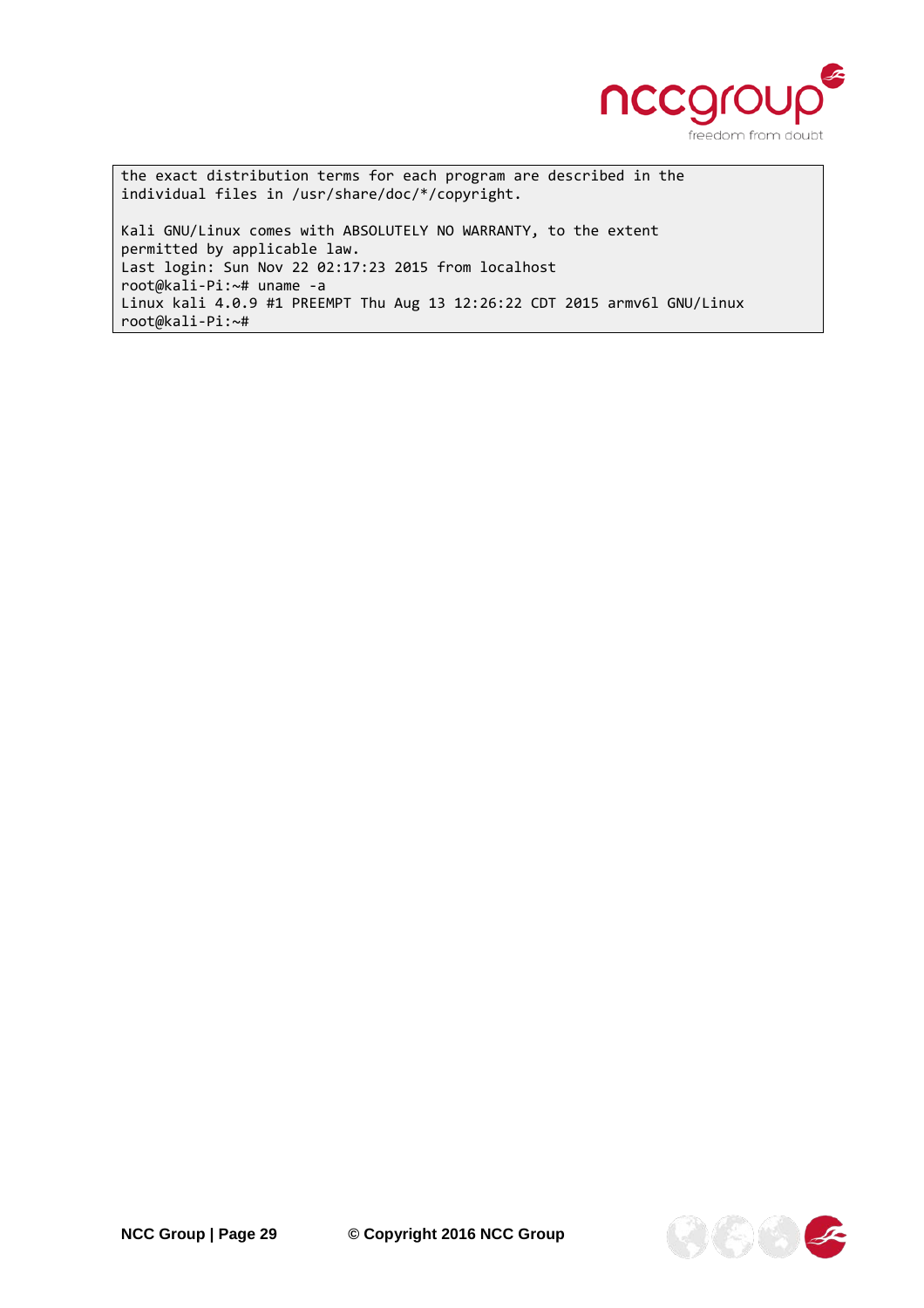```
the exact distribution terms for each program are described in the
individual files in /usr/share/doc/*/copyright.

Kali GNU/Linux comes with ABSOLUTELY NO WARRANTY, to the extent
permitted by applicable law.
Last login: Sun Nov 22 02:17:23 2015 from localhost
root@kali-Pi:~# uname -a
Linux kali 4.0.9 #1 PREEMPT Thu Aug 13 12:26:22 CDT 2015 armv6l GNU/Linux
root@kali-Pi:~#
```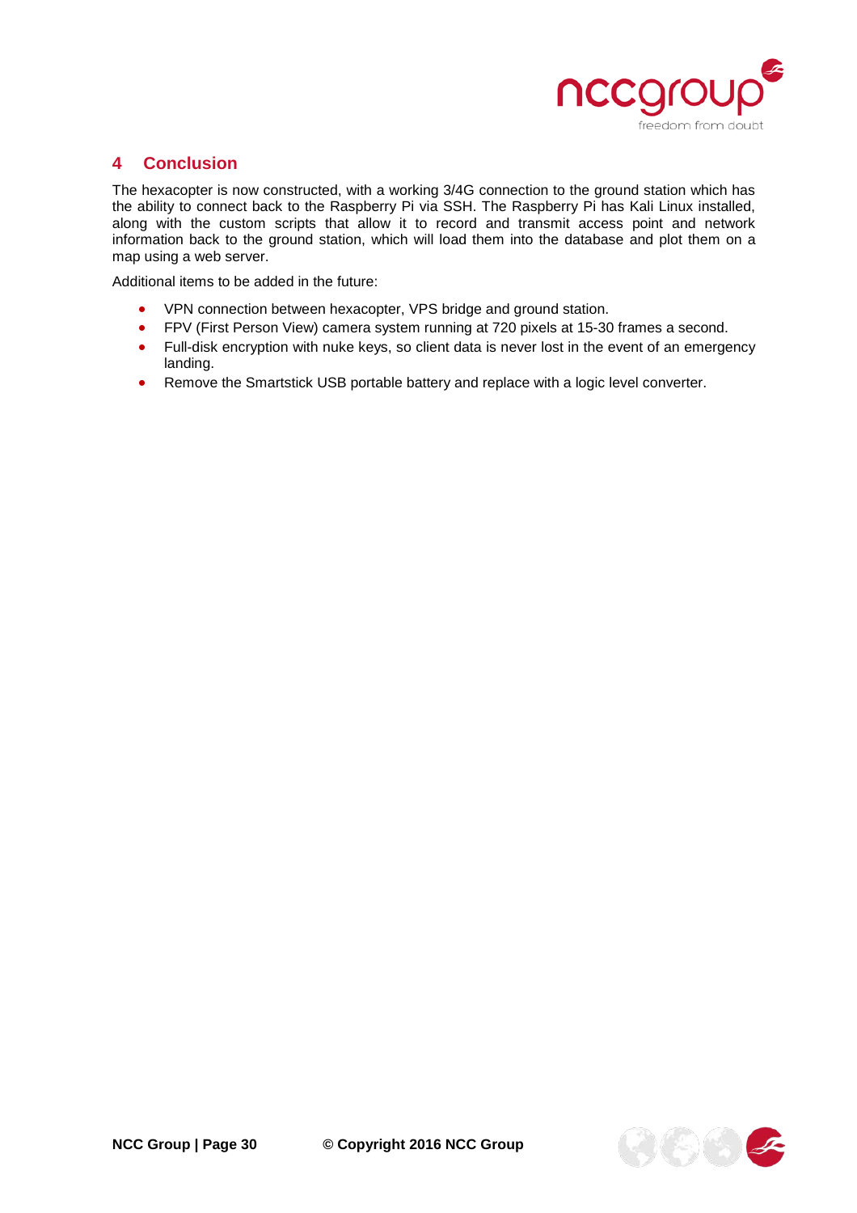# 4 Conclusion

The hexacopter is now constructed, with a working 3/4G connection to the ground station which has the ability to connect back to the Raspberry Pi via SSH. The Raspberry Pi has Kali Linux installed, along with the custom scripts that allow it to record and transmit access point and network information back to the ground station, which will load them into the database and plot them on a map using a web server.

Additional items to be added in the future:

- VPN connection between hexacopter, VPS bridge and ground station.
- FPV (First Person View) camera system running at 720 pixels at 15-30 frames a second.
- Full-disk encryption with nuke keys, so client data is never lost in the event of an emergency landing.
- Remove the Smartstick USB portable battery and replace with a logic level converter.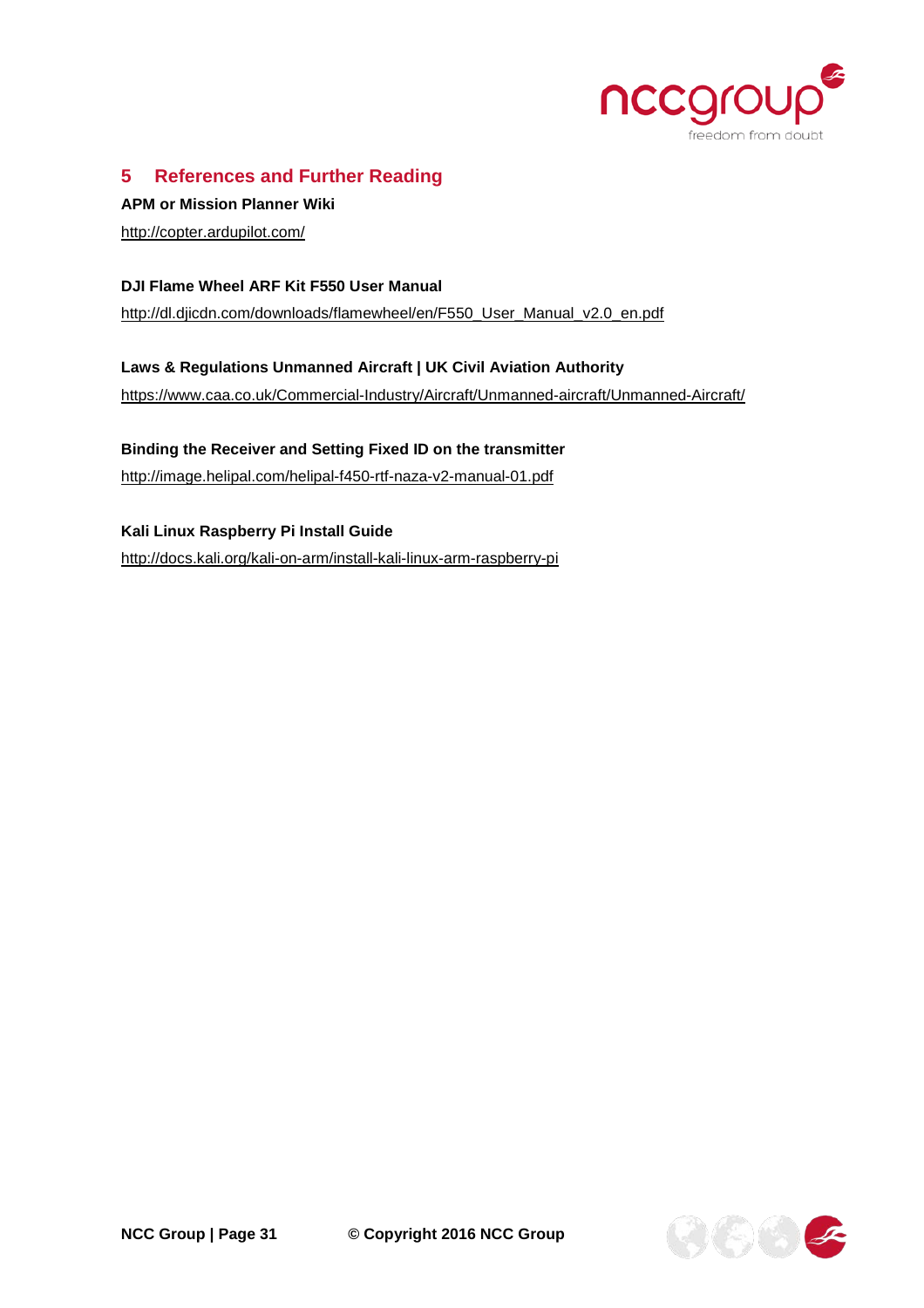## 5 References and Further Reading

**APM or Mission Planner Wiki**

http://copter.ardupilot.com/

**DJI Flame Wheel ARF Kit F550 User Manual**

http://dl.djicdn.com/downloads/flamewheel/en/F550_User_Manual_v2.0_en.pdf

**Laws & Regulations Unmanned Aircraft | UK Civil Aviation Authority**

https://www.caa.co.uk/Commercial-Industry/Aircraft/Unmanned-aircraft/Unmanned-Aircraft/

**Binding the Receiver and Setting Fixed ID on the transmitter**

http://image.helipal.com/helipal-f450-rtf-naza-v2-manual-01.pdf

**Kali Linux Raspberry Pi Install Guide**

http://docs.kali.org/kali-on-arm/install-kali-linux-arm-raspberry-pi